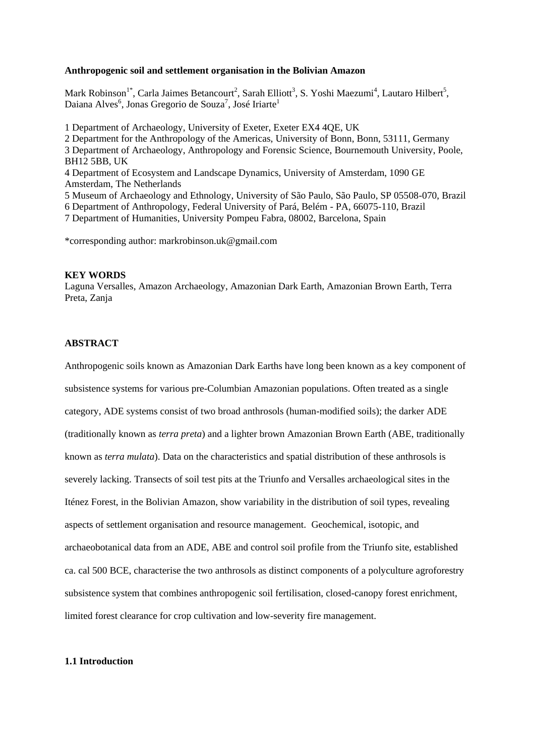**Anthropogenic soil and settlement organisation in the Bolivian Amazon**

Mark Robinson[1*], Carla Jaimes Betancourt[2], Sarah Elliott[3], S. Yoshi Maezumi[4], Lautaro Hilbert[5], Daiana Alves[6], Jonas Gregorio de Souza[7], José Iriarte[1]

1 Department of Archaeology, University of Exeter, Exeter EX4 4QE, UK
2 Department for the Anthropology of the Americas, University of Bonn, Bonn, 53111, Germany
3 Department of Archaeology, Anthropology and Forensic Science, Bournemouth University, Poole, BH12 5BB, UK
4 Department of Ecosystem and Landscape Dynamics, University of Amsterdam, 1090 GE Amsterdam, The Netherlands
5 Museum of Archaeology and Ethnology, University of São Paulo, São Paulo, SP 05508-070, Brazil
6 Department of Anthropology, Federal University of Pará, Belém - PA, 66075-110, Brazil
7 Department of Humanities, University Pompeu Fabra, 08002, Barcelona, Spain

*corresponding author: markrobinson.uk@gmail.com

**KEY WORDS**

Laguna Versalles, Amazon Archaeology, Amazonian Dark Earth, Amazonian Brown Earth, Terra Preta, Zanja

**ABSTRACT**

Anthropogenic soils known as Amazonian Dark Earths have long been known as a key component of subsistence systems for various pre-Columbian Amazonian populations. Often treated as a single category, ADE systems consist of two broad anthrosols (human-modified soils); the darker ADE (traditionally known as *terra preta*) and a lighter brown Amazonian Brown Earth (ABE, traditionally known as *terra mulata*). Data on the characteristics and spatial distribution of these anthrosols is severely lacking. Transects of soil test pits at the Triunfo and Versalles archaeological sites in the Iténez Forest, in the Bolivian Amazon, show variability in the distribution of soil types, revealing aspects of settlement organisation and resource management. Geochemical, isotopic, and archaeobotanical data from an ADE, ABE and control soil profile from the Triunfo site, established ca. cal 500 BCE, characterise the two anthrosols as distinct components of a polyculture agroforestry subsistence system that combines anthropogenic soil fertilisation, closed-canopy forest enrichment, limited forest clearance for crop cultivation and low-severity fire management.

**1.1 Introduction**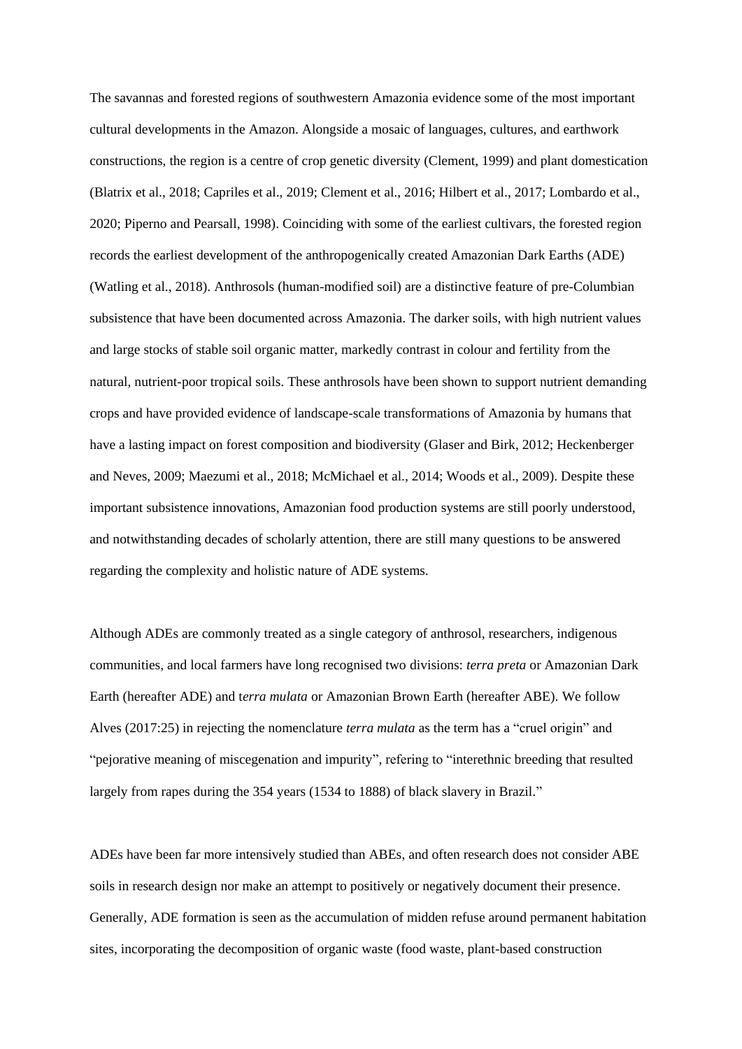The savannas and forested regions of southwestern Amazonia evidence some of the most important cultural developments in the Amazon. Alongside a mosaic of languages, cultures, and earthwork constructions, the region is a centre of crop genetic diversity (Clement, 1999) and plant domestication (Blatrix et al., 2018; Capriles et al., 2019; Clement et al., 2016; Hilbert et al., 2017; Lombardo et al., 2020; Piperno and Pearsall, 1998). Coinciding with some of the earliest cultivars, the forested region records the earliest development of the anthropogenically created Amazonian Dark Earths (ADE) (Watling et al., 2018). Anthrosols (human-modified soil) are a distinctive feature of pre-Columbian subsistence that have been documented across Amazonia. The darker soils, with high nutrient values and large stocks of stable soil organic matter, markedly contrast in colour and fertility from the natural, nutrient-poor tropical soils. These anthrosols have been shown to support nutrient demanding crops and have provided evidence of landscape-scale transformations of Amazonia by humans that have a lasting impact on forest composition and biodiversity (Glaser and Birk, 2012; Heckenberger and Neves, 2009; Maezumi et al., 2018; McMichael et al., 2014; Woods et al., 2009). Despite these important subsistence innovations, Amazonian food production systems are still poorly understood, and notwithstanding decades of scholarly attention, there are still many questions to be answered regarding the complexity and holistic nature of ADE systems.

Although ADEs are commonly treated as a single category of anthrosol, researchers, indigenous communities, and local farmers have long recognised two divisions: *terra preta* or Amazonian Dark Earth (hereafter ADE) and t*erra mulata* or Amazonian Brown Earth (hereafter ABE). We follow Alves (2017:25) in rejecting the nomenclature *terra mulata* as the term has a "cruel origin" and "pejorative meaning of miscegenation and impurity", refering to "interethnic breeding that resulted largely from rapes during the 354 years (1534 to 1888) of black slavery in Brazil."

ADEs have been far more intensively studied than ABEs, and often research does not consider ABE soils in research design nor make an attempt to positively or negatively document their presence. Generally, ADE formation is seen as the accumulation of midden refuse around permanent habitation sites, incorporating the decomposition of organic waste (food waste, plant-based construction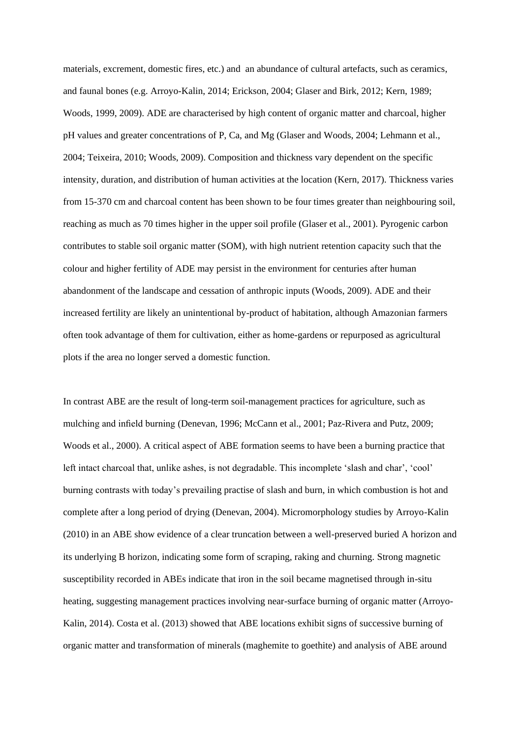materials, excrement, domestic fires, etc.) and  an abundance of cultural artefacts, such as ceramics, and faunal bones (e.g. Arroyo-Kalin, 2014; Erickson, 2004; Glaser and Birk, 2012; Kern, 1989; Woods, 1999, 2009). ADE are characterised by high content of organic matter and charcoal, higher pH values and greater concentrations of P, Ca, and Mg (Glaser and Woods, 2004; Lehmann et al., 2004; Teixeira, 2010; Woods, 2009). Composition and thickness vary dependent on the specific intensity, duration, and distribution of human activities at the location (Kern, 2017). Thickness varies from 15-370 cm and charcoal content has been shown to be four times greater than neighbouring soil, reaching as much as 70 times higher in the upper soil profile (Glaser et al., 2001). Pyrogenic carbon contributes to stable soil organic matter (SOM), with high nutrient retention capacity such that the colour and higher fertility of ADE may persist in the environment for centuries after human abandonment of the landscape and cessation of anthropic inputs (Woods, 2009). ADE and their increased fertility are likely an unintentional by-product of habitation, although Amazonian farmers often took advantage of them for cultivation, either as home-gardens or repurposed as agricultural plots if the area no longer served a domestic function.

In contrast ABE are the result of long-term soil-management practices for agriculture, such as mulching and infield burning (Denevan, 1996; McCann et al., 2001; Paz-Rivera and Putz, 2009; Woods et al., 2000). A critical aspect of ABE formation seems to have been a burning practice that left intact charcoal that, unlike ashes, is not degradable. This incomplete 'slash and char', 'cool' burning contrasts with today's prevailing practise of slash and burn, in which combustion is hot and complete after a long period of drying (Denevan, 2004). Micromorphology studies by Arroyo-Kalin (2010) in an ABE show evidence of a clear truncation between a well-preserved buried A horizon and its underlying B horizon, indicating some form of scraping, raking and churning. Strong magnetic susceptibility recorded in ABEs indicate that iron in the soil became magnetised through in-situ heating, suggesting management practices involving near-surface burning of organic matter (Arroyo-Kalin, 2014). Costa et al. (2013) showed that ABE locations exhibit signs of successive burning of organic matter and transformation of minerals (maghemite to goethite) and analysis of ABE around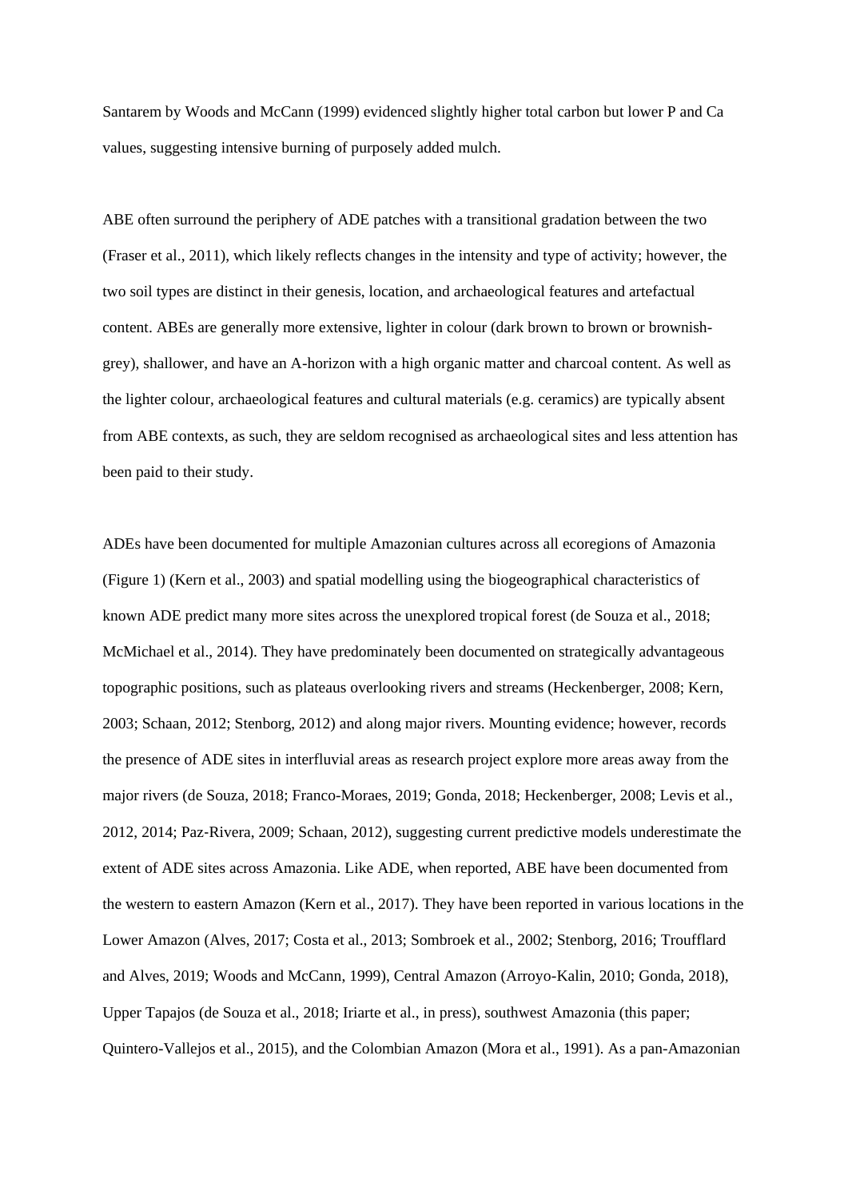Santarem by Woods and McCann (1999) evidenced slightly higher total carbon but lower P and Ca values, suggesting intensive burning of purposely added mulch.

ABE often surround the periphery of ADE patches with a transitional gradation between the two (Fraser et al., 2011), which likely reflects changes in the intensity and type of activity; however, the two soil types are distinct in their genesis, location, and archaeological features and artefactual content. ABEs are generally more extensive, lighter in colour (dark brown to brown or brownish-grey), shallower, and have an A-horizon with a high organic matter and charcoal content. As well as the lighter colour, archaeological features and cultural materials (e.g. ceramics) are typically absent from ABE contexts, as such, they are seldom recognised as archaeological sites and less attention has been paid to their study.

ADEs have been documented for multiple Amazonian cultures across all ecoregions of Amazonia (Figure 1) (Kern et al., 2003) and spatial modelling using the biogeographical characteristics of known ADE predict many more sites across the unexplored tropical forest (de Souza et al., 2018; McMichael et al., 2014). They have predominately been documented on strategically advantageous topographic positions, such as plateaus overlooking rivers and streams (Heckenberger, 2008; Kern, 2003; Schaan, 2012; Stenborg, 2012) and along major rivers. Mounting evidence; however, records the presence of ADE sites in interfluvial areas as research project explore more areas away from the major rivers (de Souza, 2018; Franco-Moraes, 2019; Gonda, 2018; Heckenberger, 2008; Levis et al., 2012, 2014; Paz-Rivera, 2009; Schaan, 2012), suggesting current predictive models underestimate the extent of ADE sites across Amazonia. Like ADE, when reported, ABE have been documented from the western to eastern Amazon (Kern et al., 2017). They have been reported in various locations in the Lower Amazon (Alves, 2017; Costa et al., 2013; Sombroek et al., 2002; Stenborg, 2016; Troufflard and Alves, 2019; Woods and McCann, 1999), Central Amazon (Arroyo-Kalin, 2010; Gonda, 2018), Upper Tapajos (de Souza et al., 2018; Iriarte et al., in press), southwest Amazonia (this paper; Quintero-Vallejos et al., 2015), and the Colombian Amazon (Mora et al., 1991). As a pan-Amazonian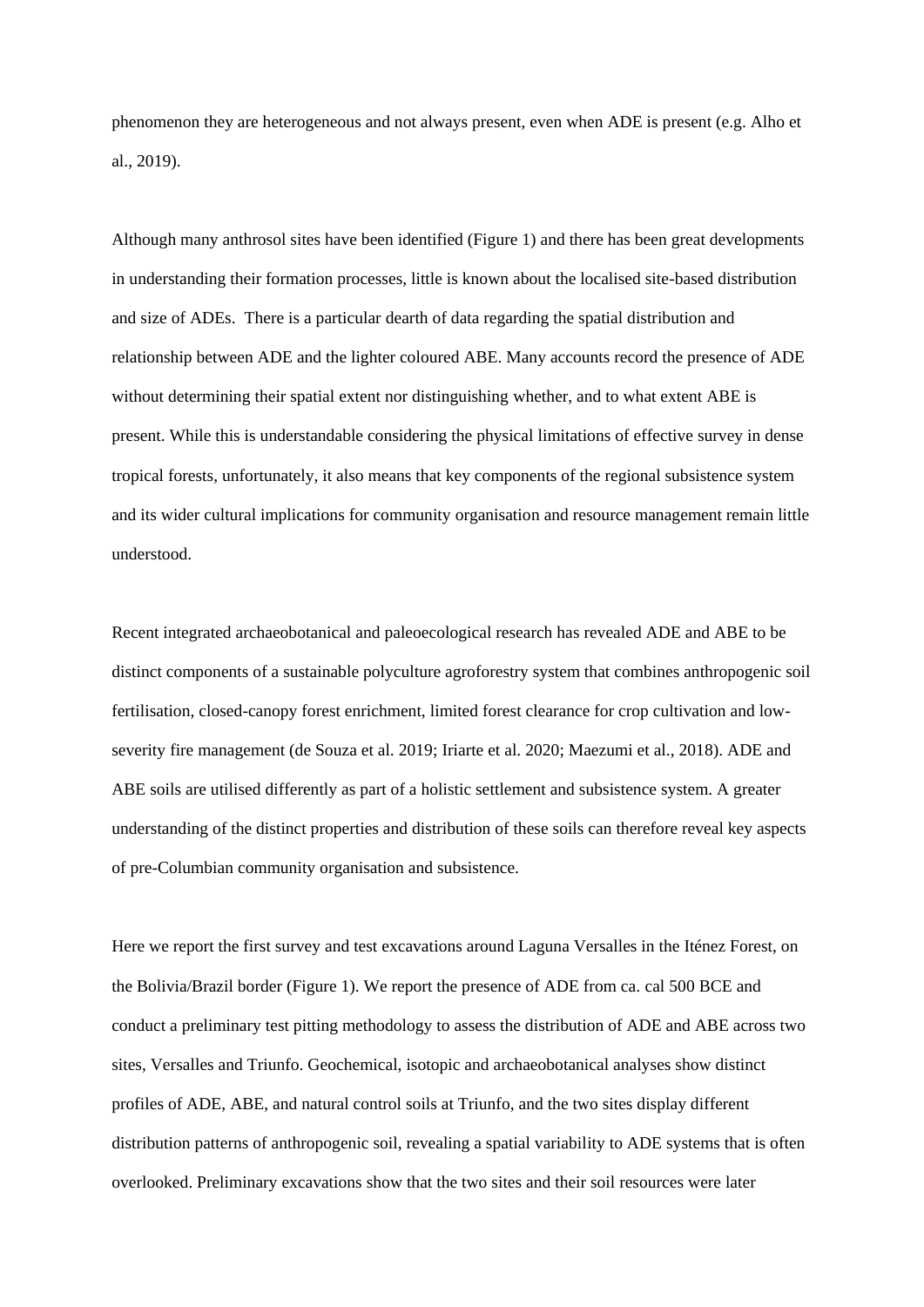phenomenon they are heterogeneous and not always present, even when ADE is present (e.g. Alho et al., 2019).

Although many anthrosol sites have been identified (Figure 1) and there has been great developments in understanding their formation processes, little is known about the localised site-based distribution and size of ADEs. There is a particular dearth of data regarding the spatial distribution and relationship between ADE and the lighter coloured ABE. Many accounts record the presence of ADE without determining their spatial extent nor distinguishing whether, and to what extent ABE is present. While this is understandable considering the physical limitations of effective survey in dense tropical forests, unfortunately, it also means that key components of the regional subsistence system and its wider cultural implications for community organisation and resource management remain little understood.

Recent integrated archaeobotanical and paleoecological research has revealed ADE and ABE to be distinct components of a sustainable polyculture agroforestry system that combines anthropogenic soil fertilisation, closed-canopy forest enrichment, limited forest clearance for crop cultivation and low-severity fire management (de Souza et al. 2019; Iriarte et al. 2020; Maezumi et al., 2018). ADE and ABE soils are utilised differently as part of a holistic settlement and subsistence system. A greater understanding of the distinct properties and distribution of these soils can therefore reveal key aspects of pre-Columbian community organisation and subsistence.

Here we report the first survey and test excavations around Laguna Versalles in the Iténez Forest, on the Bolivia/Brazil border (Figure 1). We report the presence of ADE from ca. cal 500 BCE and conduct a preliminary test pitting methodology to assess the distribution of ADE and ABE across two sites, Versalles and Triunfo. Geochemical, isotopic and archaeobotanical analyses show distinct profiles of ADE, ABE, and natural control soils at Triunfo, and the two sites display different distribution patterns of anthropogenic soil, revealing a spatial variability to ADE systems that is often overlooked. Preliminary excavations show that the two sites and their soil resources were later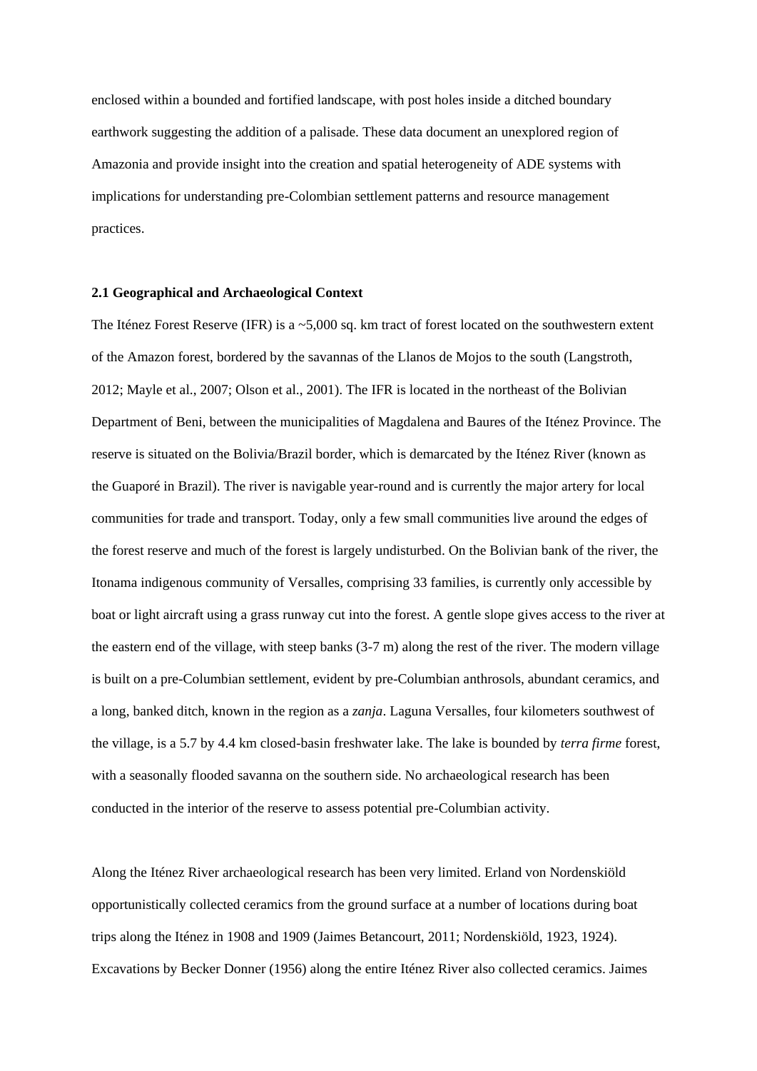enclosed within a bounded and fortified landscape, with post holes inside a ditched boundary earthwork suggesting the addition of a palisade. These data document an unexplored region of Amazonia and provide insight into the creation and spatial heterogeneity of ADE systems with implications for understanding pre-Colombian settlement patterns and resource management practices.

**2.1 Geographical and Archaeological Context**

The Iténez Forest Reserve (IFR) is a ~5,000 sq. km tract of forest located on the southwestern extent of the Amazon forest, bordered by the savannas of the Llanos de Mojos to the south (Langstroth, 2012; Mayle et al., 2007; Olson et al., 2001). The IFR is located in the northeast of the Bolivian Department of Beni, between the municipalities of Magdalena and Baures of the Iténez Province. The reserve is situated on the Bolivia/Brazil border, which is demarcated by the Iténez River (known as the Guaporé in Brazil). The river is navigable year-round and is currently the major artery for local communities for trade and transport. Today, only a few small communities live around the edges of the forest reserve and much of the forest is largely undisturbed. On the Bolivian bank of the river, the Itonama indigenous community of Versalles, comprising 33 families, is currently only accessible by boat or light aircraft using a grass runway cut into the forest. A gentle slope gives access to the river at the eastern end of the village, with steep banks (3-7 m) along the rest of the river. The modern village is built on a pre-Columbian settlement, evident by pre-Columbian anthrosols, abundant ceramics, and a long, banked ditch, known in the region as a *zanja*. Laguna Versalles, four kilometers southwest of the village, is a 5.7 by 4.4 km closed-basin freshwater lake. The lake is bounded by *terra firme* forest, with a seasonally flooded savanna on the southern side. No archaeological research has been conducted in the interior of the reserve to assess potential pre-Columbian activity.

Along the Iténez River archaeological research has been very limited. Erland von Nordenskiöld opportunistically collected ceramics from the ground surface at a number of locations during boat trips along the Iténez in 1908 and 1909 (Jaimes Betancourt, 2011; Nordenskiöld, 1923, 1924). Excavations by Becker Donner (1956) along the entire Iténez River also collected ceramics. Jaimes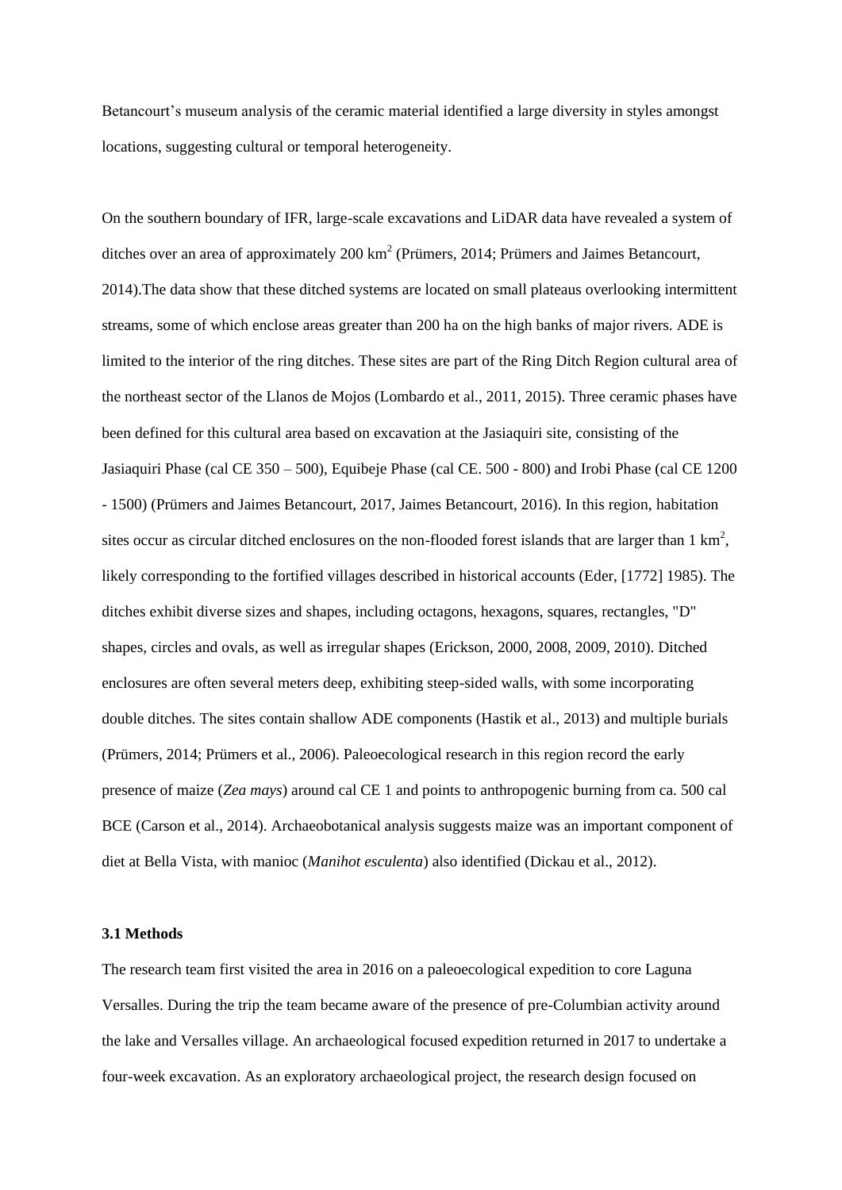Betancourt’s museum analysis of the ceramic material identified a large diversity in styles amongst locations, suggesting cultural or temporal heterogeneity.

On the southern boundary of IFR, large-scale excavations and LiDAR data have revealed a system of ditches over an area of approximately 200 km$^2$ (Prümers, 2014; Prümers and Jaimes Betancourt, 2014).The data show that these ditched systems are located on small plateaus overlooking intermittent streams, some of which enclose areas greater than 200 ha on the high banks of major rivers. ADE is limited to the interior of the ring ditches. These sites are part of the Ring Ditch Region cultural area of the northeast sector of the Llanos de Mojos (Lombardo et al., 2011, 2015). Three ceramic phases have been defined for this cultural area based on excavation at the Jasiaquiri site, consisting of the Jasiaquiri Phase (cal CE 350 – 500), Equibeje Phase (cal CE. 500 - 800) and Irobi Phase (cal CE 1200 - 1500) (Prümers and Jaimes Betancourt, 2017, Jaimes Betancourt, 2016). In this region, habitation sites occur as circular ditched enclosures on the non-flooded forest islands that are larger than 1 km$^2$, likely corresponding to the fortified villages described in historical accounts (Eder, [1772] 1985). The ditches exhibit diverse sizes and shapes, including octagons, hexagons, squares, rectangles, "D" shapes, circles and ovals, as well as irregular shapes (Erickson, 2000, 2008, 2009, 2010). Ditched enclosures are often several meters deep, exhibiting steep-sided walls, with some incorporating double ditches. The sites contain shallow ADE components (Hastik et al., 2013) and multiple burials (Prümers, 2014; Prümers et al., 2006). Paleoecological research in this region record the early presence of maize (*Zea mays*) around cal CE 1 and points to anthropogenic burning from ca. 500 cal BCE (Carson et al., 2014). Archaeobotanical analysis suggests maize was an important component of diet at Bella Vista, with manioc (*Manihot esculenta*) also identified (Dickau et al., 2012).

### 3.1 Methods

The research team first visited the area in 2016 on a paleoecological expedition to core Laguna Versalles. During the trip the team became aware of the presence of pre-Columbian activity around the lake and Versalles village. An archaeological focused expedition returned in 2017 to undertake a four-week excavation. As an exploratory archaeological project, the research design focused on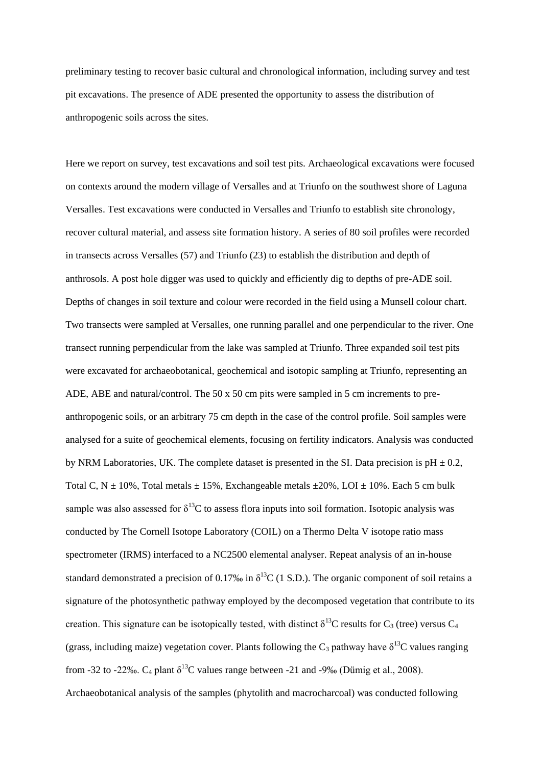preliminary testing to recover basic cultural and chronological information, including survey and test pit excavations. The presence of ADE presented the opportunity to assess the distribution of anthropogenic soils across the sites.

Here we report on survey, test excavations and soil test pits. Archaeological excavations were focused on contexts around the modern village of Versalles and at Triunfo on the southwest shore of Laguna Versalles. Test excavations were conducted in Versalles and Triunfo to establish site chronology, recover cultural material, and assess site formation history. A series of 80 soil profiles were recorded in transects across Versalles (57) and Triunfo (23) to establish the distribution and depth of anthrosols. A post hole digger was used to quickly and efficiently dig to depths of pre-ADE soil. Depths of changes in soil texture and colour were recorded in the field using a Munsell colour chart. Two transects were sampled at Versalles, one running parallel and one perpendicular to the river. One transect running perpendicular from the lake was sampled at Triunfo. Three expanded soil test pits were excavated for archaeobotanical, geochemical and isotopic sampling at Triunfo, representing an ADE, ABE and natural/control. The 50 x 50 cm pits were sampled in 5 cm increments to pre-anthropogenic soils, or an arbitrary 75 cm depth in the case of the control profile. Soil samples were analysed for a suite of geochemical elements, focusing on fertility indicators. Analysis was conducted by NRM Laboratories, UK. The complete dataset is presented in the SI. Data precision is pH $\pm$ 0.2, Total C, N $\pm$ 10%, Total metals $\pm$ 15%, Exchangeable metals $\pm$20%, LOI $\pm$ 10%. Each 5 cm bulk sample was also assessed for $\delta^{13}C$ to assess flora inputs into soil formation. Isotopic analysis was conducted by The Cornell Isotope Laboratory (COIL) on a Thermo Delta V isotope ratio mass spectrometer (IRMS) interfaced to a NC2500 elemental analyser. Repeat analysis of an in-house standard demonstrated a precision of 0.17‰ in $\delta^{13}C$ (1 S.D.). The organic component of soil retains a signature of the photosynthetic pathway employed by the decomposed vegetation that contribute to its creation. This signature can be isotopically tested, with distinct $\delta^{13}C$ results for $C_3$ (tree) versus $C_4$ (grass, including maize) vegetation cover. Plants following the $C_3$ pathway have $\delta^{13}C$ values ranging from -32 to -22‰. $C_4$ plant $\delta^{13}C$ values range between -21 and -9‰ (Dümig et al., 2008). Archaeobotanical analysis of the samples (phytolith and macrocharcoal) was conducted following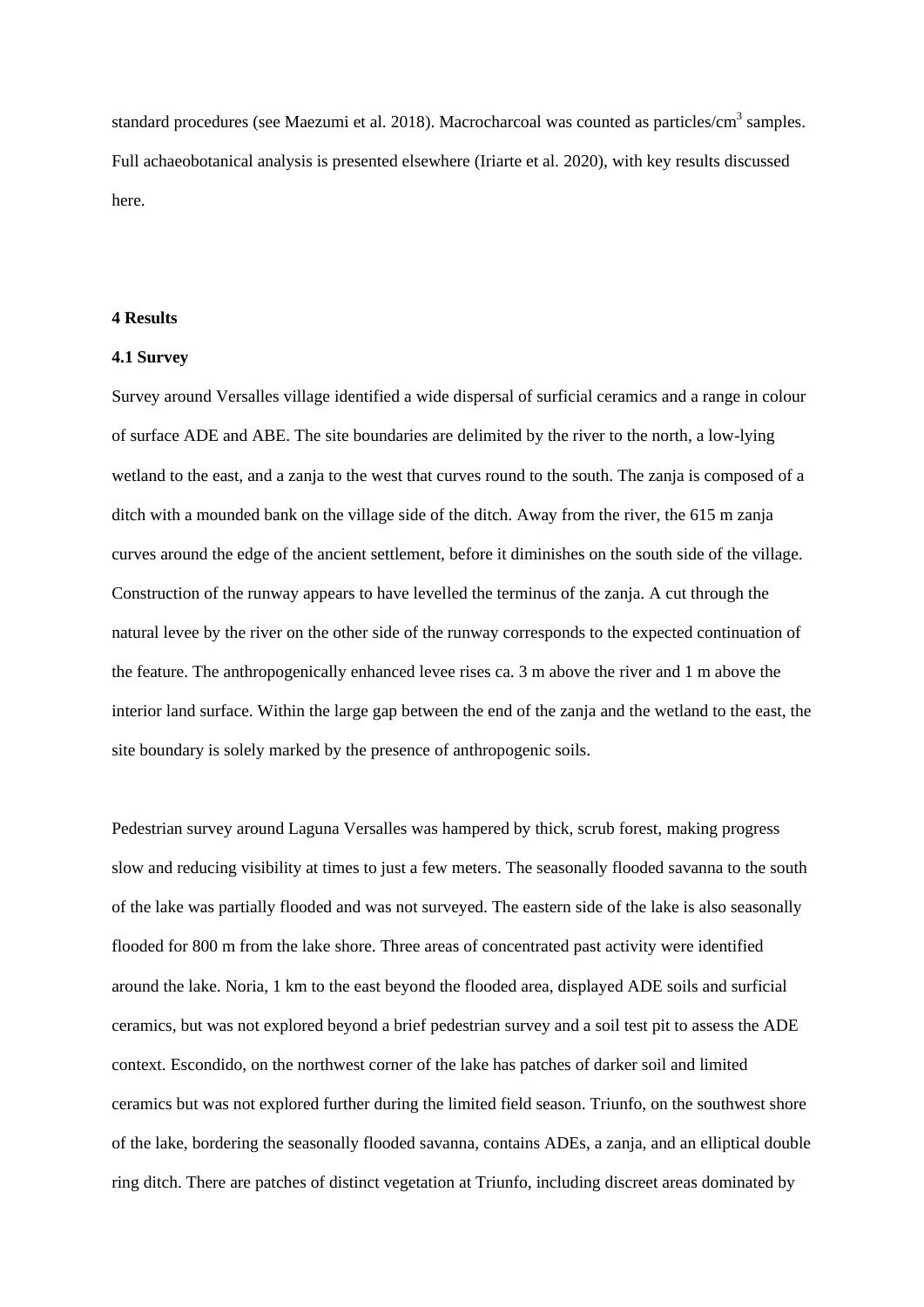standard procedures (see Maezumi et al. 2018). Macrocharcoal was counted as particles/cm$^3$ samples. Full achaeobotanical analysis is presented elsewhere (Iriarte et al. 2020), with key results discussed here.

**4 Results**

**4.1 Survey**

Survey around Versalles village identified a wide dispersal of surficial ceramics and a range in colour of surface ADE and ABE. The site boundaries are delimited by the river to the north, a low-lying wetland to the east, and a zanja to the west that curves round to the south. The zanja is composed of a ditch with a mounded bank on the village side of the ditch. Away from the river, the 615 m zanja curves around the edge of the ancient settlement, before it diminishes on the south side of the village. Construction of the runway appears to have levelled the terminus of the zanja. A cut through the natural levee by the river on the other side of the runway corresponds to the expected continuation of the feature. The anthropogenically enhanced levee rises ca. 3 m above the river and 1 m above the interior land surface. Within the large gap between the end of the zanja and the wetland to the east, the site boundary is solely marked by the presence of anthropogenic soils.

Pedestrian survey around Laguna Versalles was hampered by thick, scrub forest, making progress slow and reducing visibility at times to just a few meters. The seasonally flooded savanna to the south of the lake was partially flooded and was not surveyed. The eastern side of the lake is also seasonally flooded for 800 m from the lake shore. Three areas of concentrated past activity were identified around the lake. Noria, 1 km to the east beyond the flooded area, displayed ADE soils and surficial ceramics, but was not explored beyond a brief pedestrian survey and a soil test pit to assess the ADE context. Escondido, on the northwest corner of the lake has patches of darker soil and limited ceramics but was not explored further during the limited field season. Triunfo, on the southwest shore of the lake, bordering the seasonally flooded savanna, contains ADEs, a zanja, and an elliptical double ring ditch. There are patches of distinct vegetation at Triunfo, including discreet areas dominated by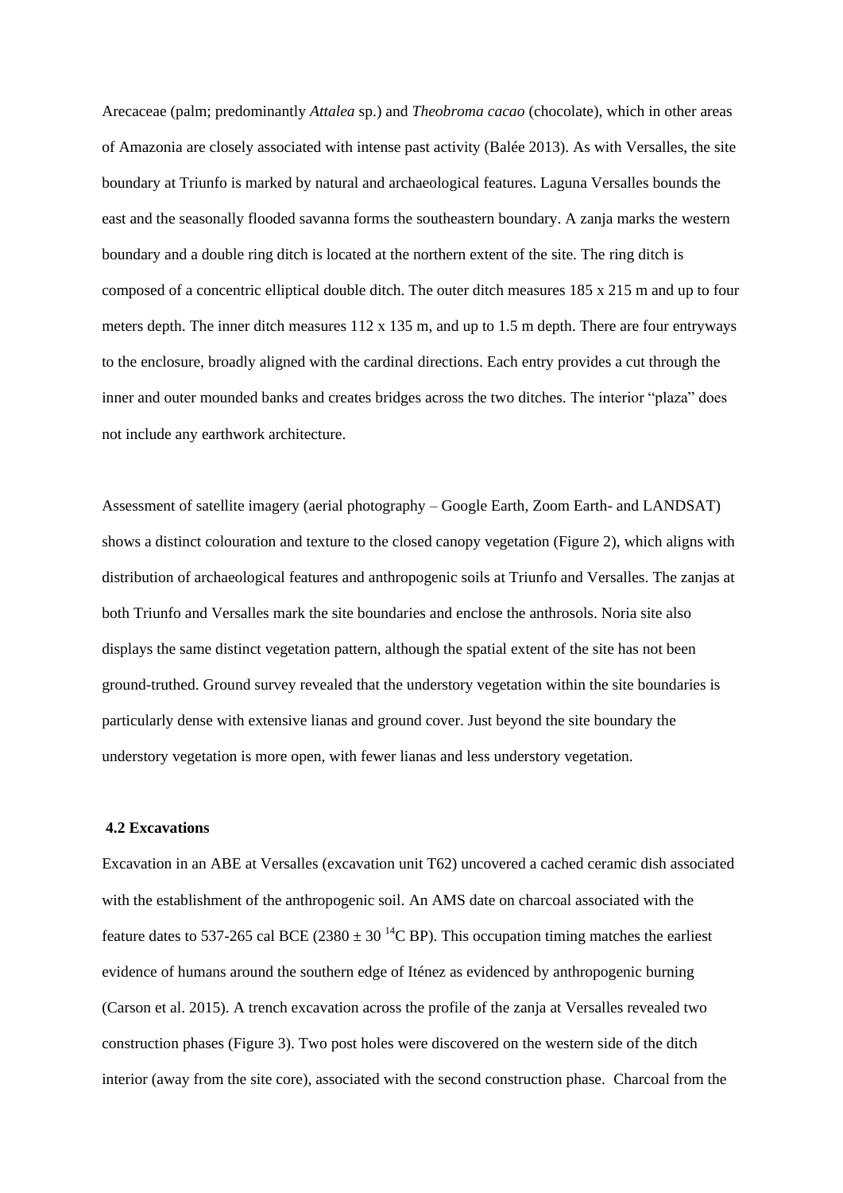Arecaceae (palm; predominantly *Attalea* sp.) and *Theobroma cacao* (chocolate), which in other areas of Amazonia are closely associated with intense past activity (Balée 2013). As with Versalles, the site boundary at Triunfo is marked by natural and archaeological features. Laguna Versalles bounds the east and the seasonally flooded savanna forms the southeastern boundary. A zanja marks the western boundary and a double ring ditch is located at the northern extent of the site. The ring ditch is composed of a concentric elliptical double ditch. The outer ditch measures 185 x 215 m and up to four meters depth. The inner ditch measures 112 x 135 m, and up to 1.5 m depth. There are four entryways to the enclosure, broadly aligned with the cardinal directions. Each entry provides a cut through the inner and outer mounded banks and creates bridges across the two ditches. The interior "plaza" does not include any earthwork architecture.

Assessment of satellite imagery (aerial photography – Google Earth, Zoom Earth- and LANDSAT) shows a distinct colouration and texture to the closed canopy vegetation (Figure 2), which aligns with distribution of archaeological features and anthropogenic soils at Triunfo and Versalles. The zanjas at both Triunfo and Versalles mark the site boundaries and enclose the anthrosols. Noria site also displays the same distinct vegetation pattern, although the spatial extent of the site has not been ground-truthed. Ground survey revealed that the understory vegetation within the site boundaries is particularly dense with extensive lianas and ground cover. Just beyond the site boundary the understory vegetation is more open, with fewer lianas and less understory vegetation.

### 4.2 Excavations

Excavation in an ABE at Versalles (excavation unit T62) uncovered a cached ceramic dish associated with the establishment of the anthropogenic soil. An AMS date on charcoal associated with the feature dates to 537-265 cal BCE (2380 ± 30 $^{14}$C BP). This occupation timing matches the earliest evidence of humans around the southern edge of Iténez as evidenced by anthropogenic burning (Carson et al. 2015). A trench excavation across the profile of the zanja at Versalles revealed two construction phases (Figure 3). Two post holes were discovered on the western side of the ditch interior (away from the site core), associated with the second construction phase. Charcoal from the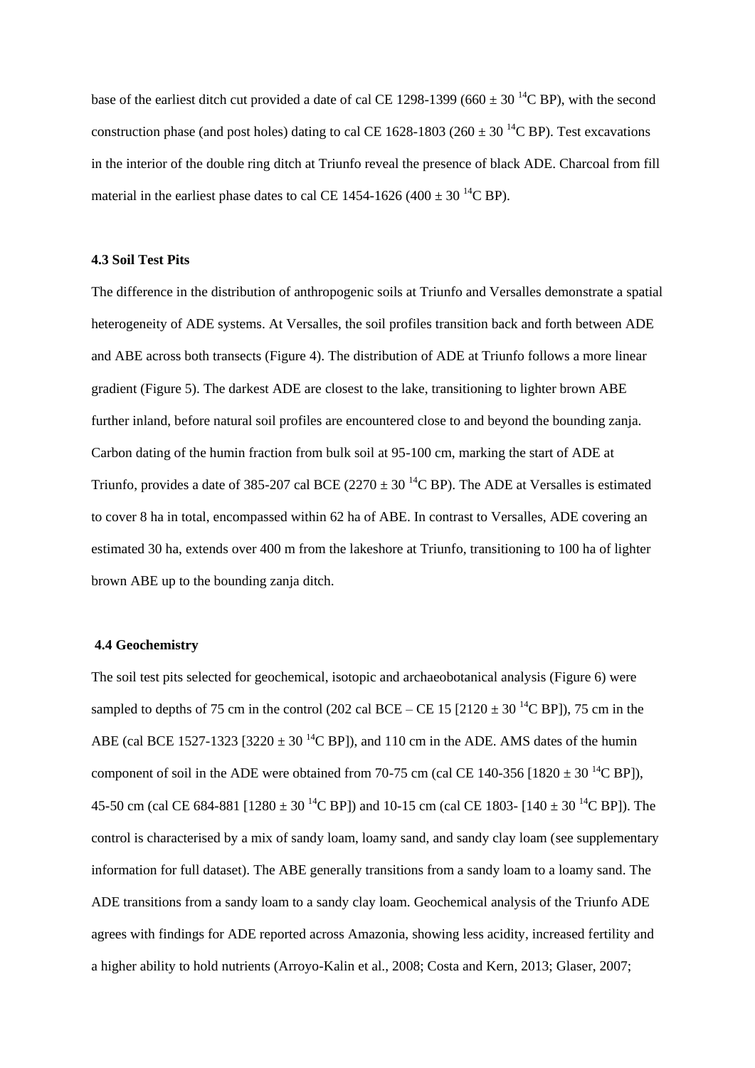base of the earliest ditch cut provided a date of cal CE 1298-1399 (660 ± 30 $^{14}$C BP), with the second construction phase (and post holes) dating to cal CE 1628-1803 (260 ± 30 $^{14}$C BP). Test excavations in the interior of the double ring ditch at Triunfo reveal the presence of black ADE. Charcoal from fill material in the earliest phase dates to cal CE 1454-1626 (400 ± 30 $^{14}$C BP).

### 4.3 Soil Test Pits

The difference in the distribution of anthropogenic soils at Triunfo and Versalles demonstrate a spatial heterogeneity of ADE systems. At Versalles, the soil profiles transition back and forth between ADE and ABE across both transects (Figure 4). The distribution of ADE at Triunfo follows a more linear gradient (Figure 5). The darkest ADE are closest to the lake, transitioning to lighter brown ABE further inland, before natural soil profiles are encountered close to and beyond the bounding zanja. Carbon dating of the humin fraction from bulk soil at 95-100 cm, marking the start of ADE at Triunfo, provides a date of 385-207 cal BCE (2270 ± 30 $^{14}$C BP). The ADE at Versalles is estimated to cover 8 ha in total, encompassed within 62 ha of ABE. In contrast to Versalles, ADE covering an estimated 30 ha, extends over 400 m from the lakeshore at Triunfo, transitioning to 100 ha of lighter brown ABE up to the bounding zanja ditch.

### 4.4 Geochemistry

The soil test pits selected for geochemical, isotopic and archaeobotanical analysis (Figure 6) were sampled to depths of 75 cm in the control (202 cal BCE – CE 15 [2120 ± 30 $^{14}$C BP]), 75 cm in the ABE (cal BCE 1527-1323 [3220 ± 30 $^{14}$C BP]), and 110 cm in the ADE. AMS dates of the humin component of soil in the ADE were obtained from 70-75 cm (cal CE 140-356 [1820 ± 30 $^{14}$C BP]), 45-50 cm (cal CE 684-881 [1280 ± 30 $^{14}$C BP]) and 10-15 cm (cal CE 1803- [140 ± 30 $^{14}$C BP]). The control is characterised by a mix of sandy loam, loamy sand, and sandy clay loam (see supplementary information for full dataset). The ABE generally transitions from a sandy loam to a loamy sand. The ADE transitions from a sandy loam to a sandy clay loam. Geochemical analysis of the Triunfo ADE agrees with findings for ADE reported across Amazonia, showing less acidity, increased fertility and a higher ability to hold nutrients (Arroyo-Kalin et al., 2008; Costa and Kern, 2013; Glaser, 2007;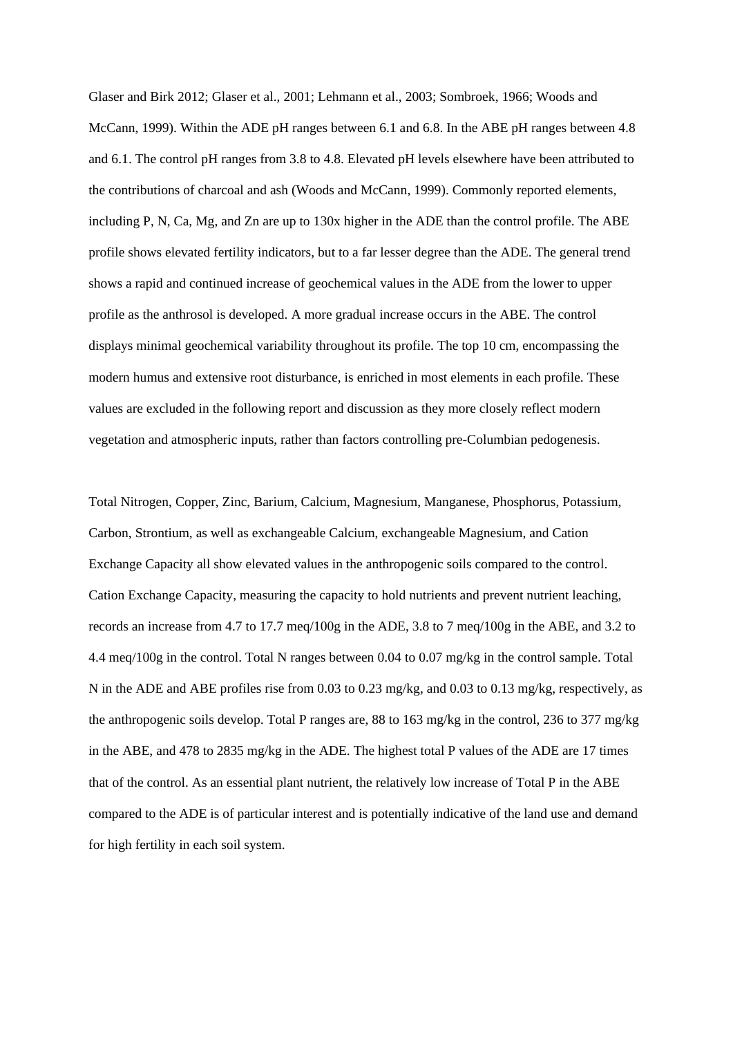Glaser and Birk 2012; Glaser et al., 2001; Lehmann et al., 2003; Sombroek, 1966; Woods and McCann, 1999). Within the ADE pH ranges between 6.1 and 6.8. In the ABE pH ranges between 4.8 and 6.1. The control pH ranges from 3.8 to 4.8. Elevated pH levels elsewhere have been attributed to the contributions of charcoal and ash (Woods and McCann, 1999). Commonly reported elements, including P, N, Ca, Mg, and Zn are up to 130x higher in the ADE than the control profile. The ABE profile shows elevated fertility indicators, but to a far lesser degree than the ADE. The general trend shows a rapid and continued increase of geochemical values in the ADE from the lower to upper profile as the anthrosol is developed. A more gradual increase occurs in the ABE. The control displays minimal geochemical variability throughout its profile. The top 10 cm, encompassing the modern humus and extensive root disturbance, is enriched in most elements in each profile. These values are excluded in the following report and discussion as they more closely reflect modern vegetation and atmospheric inputs, rather than factors controlling pre-Columbian pedogenesis.

Total Nitrogen, Copper, Zinc, Barium, Calcium, Magnesium, Manganese, Phosphorus, Potassium, Carbon, Strontium, as well as exchangeable Calcium, exchangeable Magnesium, and Cation Exchange Capacity all show elevated values in the anthropogenic soils compared to the control. Cation Exchange Capacity, measuring the capacity to hold nutrients and prevent nutrient leaching, records an increase from 4.7 to 17.7 meq/100g in the ADE, 3.8 to 7 meq/100g in the ABE, and 3.2 to 4.4 meq/100g in the control. Total N ranges between 0.04 to 0.07 mg/kg in the control sample. Total N in the ADE and ABE profiles rise from 0.03 to 0.23 mg/kg, and 0.03 to 0.13 mg/kg, respectively, as the anthropogenic soils develop. Total P ranges are, 88 to 163 mg/kg in the control, 236 to 377 mg/kg in the ABE, and 478 to 2835 mg/kg in the ADE. The highest total P values of the ADE are 17 times that of the control. As an essential plant nutrient, the relatively low increase of Total P in the ABE compared to the ADE is of particular interest and is potentially indicative of the land use and demand for high fertility in each soil system.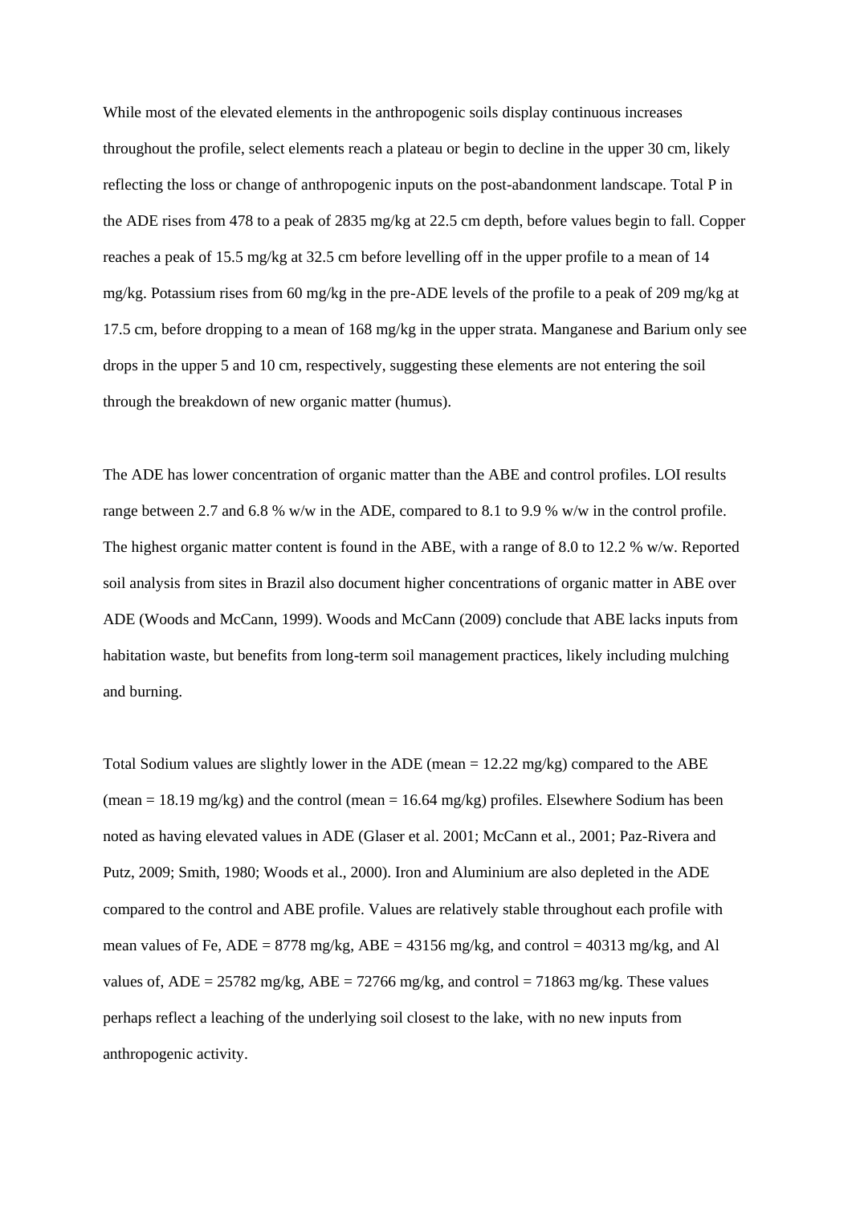While most of the elevated elements in the anthropogenic soils display continuous increases throughout the profile, select elements reach a plateau or begin to decline in the upper 30 cm, likely reflecting the loss or change of anthropogenic inputs on the post-abandonment landscape. Total P in the ADE rises from 478 to a peak of 2835 mg/kg at 22.5 cm depth, before values begin to fall. Copper reaches a peak of 15.5 mg/kg at 32.5 cm before levelling off in the upper profile to a mean of 14 mg/kg. Potassium rises from 60 mg/kg in the pre-ADE levels of the profile to a peak of 209 mg/kg at 17.5 cm, before dropping to a mean of 168 mg/kg in the upper strata. Manganese and Barium only see drops in the upper 5 and 10 cm, respectively, suggesting these elements are not entering the soil through the breakdown of new organic matter (humus).

The ADE has lower concentration of organic matter than the ABE and control profiles. LOI results range between 2.7 and 6.8 % w/w in the ADE, compared to 8.1 to 9.9 % w/w in the control profile. The highest organic matter content is found in the ABE, with a range of 8.0 to 12.2 % w/w. Reported soil analysis from sites in Brazil also document higher concentrations of organic matter in ABE over ADE (Woods and McCann, 1999). Woods and McCann (2009) conclude that ABE lacks inputs from habitation waste, but benefits from long-term soil management practices, likely including mulching and burning.

Total Sodium values are slightly lower in the ADE (mean = 12.22 mg/kg) compared to the ABE (mean = 18.19 mg/kg) and the control (mean = 16.64 mg/kg) profiles. Elsewhere Sodium has been noted as having elevated values in ADE (Glaser et al. 2001; McCann et al., 2001; Paz-Rivera and Putz, 2009; Smith, 1980; Woods et al., 2000). Iron and Aluminium are also depleted in the ADE compared to the control and ABE profile. Values are relatively stable throughout each profile with mean values of Fe, ADE = 8778 mg/kg, ABE = 43156 mg/kg, and control = 40313 mg/kg, and Al values of, ADE = 25782 mg/kg, ABE = 72766 mg/kg, and control = 71863 mg/kg. These values perhaps reflect a leaching of the underlying soil closest to the lake, with no new inputs from anthropogenic activity.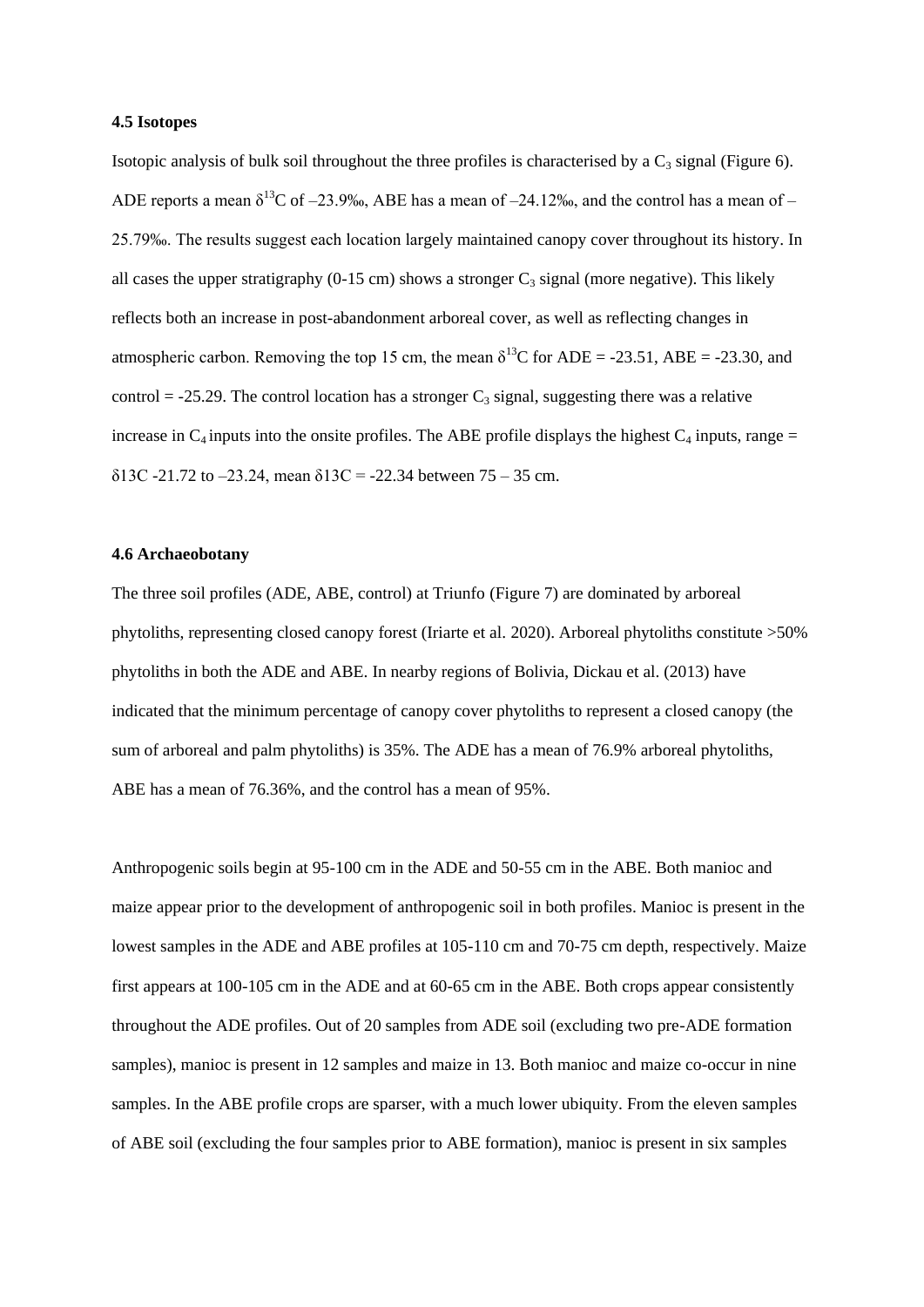### 4.5 Isotopes

Isotopic analysis of bulk soil throughout the three profiles is characterised by a $C_3$ signal (Figure 6). ADE reports a mean $\delta^{13}C$ of –23.9‰, ABE has a mean of –24.12‰, and the control has a mean of –25.79‰. The results suggest each location largely maintained canopy cover throughout its history. In all cases the upper stratigraphy (0-15 cm) shows a stronger $C_3$ signal (more negative). This likely reflects both an increase in post-abandonment arboreal cover, as well as reflecting changes in atmospheric carbon. Removing the top 15 cm, the mean $\delta^{13}C$ for ADE = -23.51, ABE = -23.30, and control = -25.29. The control location has a stronger $C_3$ signal, suggesting there was a relative increase in $C_4$ inputs into the onsite profiles. The ABE profile displays the highest $C_4$ inputs, range = δ13C -21.72 to –23.24, mean δ13C = -22.34 between 75 – 35 cm.

### 4.6 Archaeobotany

The three soil profiles (ADE, ABE, control) at Triunfo (Figure 7) are dominated by arboreal phytoliths, representing closed canopy forest (Iriarte et al. 2020). Arboreal phytoliths constitute >50% phytoliths in both the ADE and ABE. In nearby regions of Bolivia, Dickau et al. (2013) have indicated that the minimum percentage of canopy cover phytoliths to represent a closed canopy (the sum of arboreal and palm phytoliths) is 35%. The ADE has a mean of 76.9% arboreal phytoliths, ABE has a mean of 76.36%, and the control has a mean of 95%.

Anthropogenic soils begin at 95-100 cm in the ADE and 50-55 cm in the ABE. Both manioc and maize appear prior to the development of anthropogenic soil in both profiles. Manioc is present in the lowest samples in the ADE and ABE profiles at 105-110 cm and 70-75 cm depth, respectively. Maize first appears at 100-105 cm in the ADE and at 60-65 cm in the ABE. Both crops appear consistently throughout the ADE profiles. Out of 20 samples from ADE soil (excluding two pre-ADE formation samples), manioc is present in 12 samples and maize in 13. Both manioc and maize co-occur in nine samples. In the ABE profile crops are sparser, with a much lower ubiquity. From the eleven samples of ABE soil (excluding the four samples prior to ABE formation), manioc is present in six samples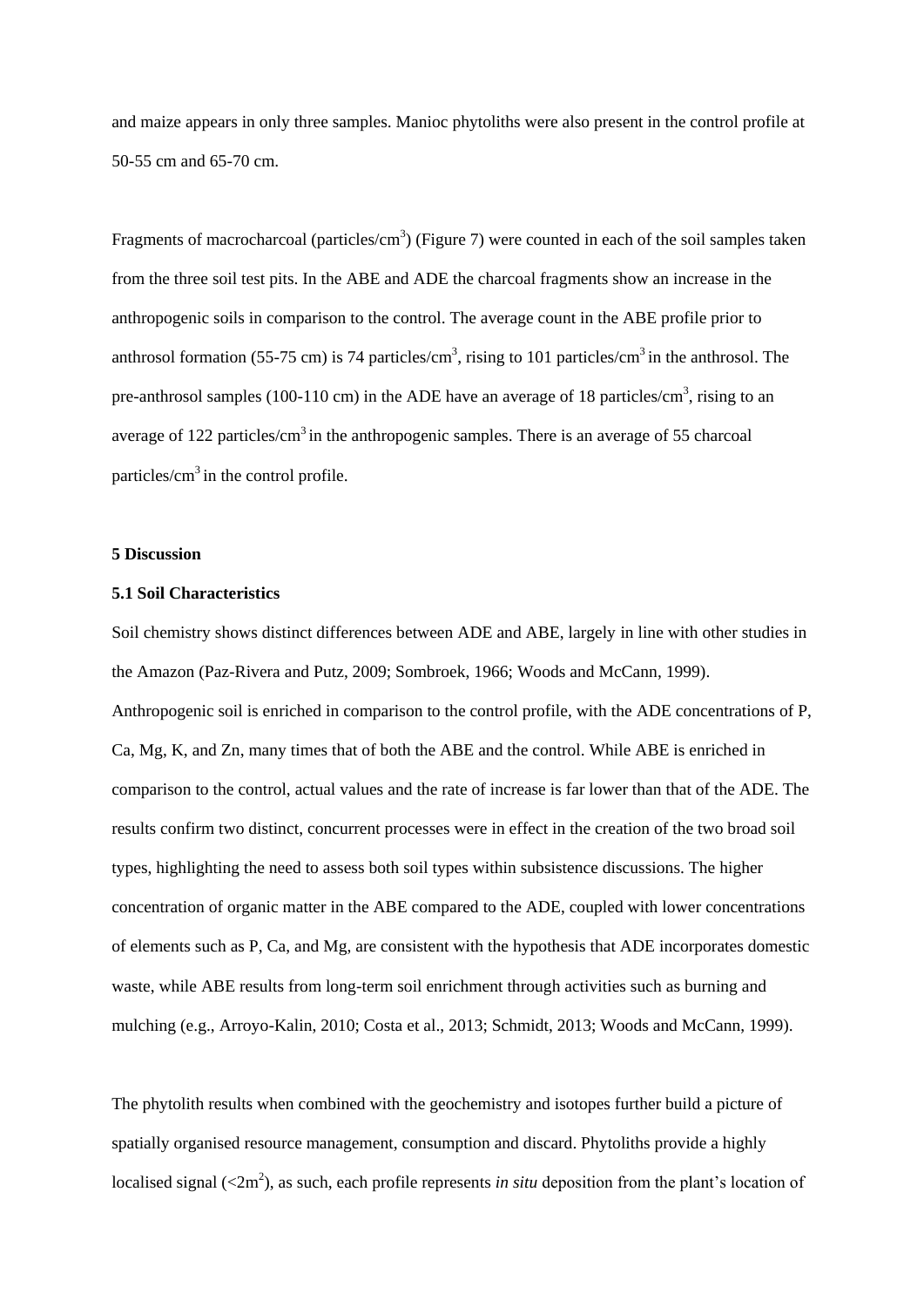and maize appears in only three samples. Manioc phytoliths were also present in the control profile at 50-55 cm and 65-70 cm.

Fragments of macrocharcoal (particles/$cm^3$) (Figure 7) were counted in each of the soil samples taken from the three soil test pits. In the ABE and ADE the charcoal fragments show an increase in the anthropogenic soils in comparison to the control. The average count in the ABE profile prior to anthrosol formation (55-75 cm) is 74 particles/$cm^3$, rising to 101 particles/$cm^3$ in the anthrosol. The pre-anthrosol samples (100-110 cm) in the ADE have an average of 18 particles/$cm^3$, rising to an average of 122 particles/$cm^3$ in the anthropogenic samples. There is an average of 55 charcoal particles/$cm^3$ in the control profile.

## 5 Discussion

### 5.1 Soil Characteristics

Soil chemistry shows distinct differences between ADE and ABE, largely in line with other studies in the Amazon (Paz-Rivera and Putz, 2009; Sombroek, 1966; Woods and McCann, 1999). Anthropogenic soil is enriched in comparison to the control profile, with the ADE concentrations of P, Ca, Mg, K, and Zn, many times that of both the ABE and the control. While ABE is enriched in comparison to the control, actual values and the rate of increase is far lower than that of the ADE. The results confirm two distinct, concurrent processes were in effect in the creation of the two broad soil types, highlighting the need to assess both soil types within subsistence discussions. The higher concentration of organic matter in the ABE compared to the ADE, coupled with lower concentrations of elements such as P, Ca, and Mg, are consistent with the hypothesis that ADE incorporates domestic waste, while ABE results from long-term soil enrichment through activities such as burning and mulching (e.g., Arroyo-Kalin, 2010; Costa et al., 2013; Schmidt, 2013; Woods and McCann, 1999).

The phytolith results when combined with the geochemistry and isotopes further build a picture of spatially organised resource management, consumption and discard. Phytoliths provide a highly localised signal (<2$m^2$), as such, each profile represents *in situ* deposition from the plant's location of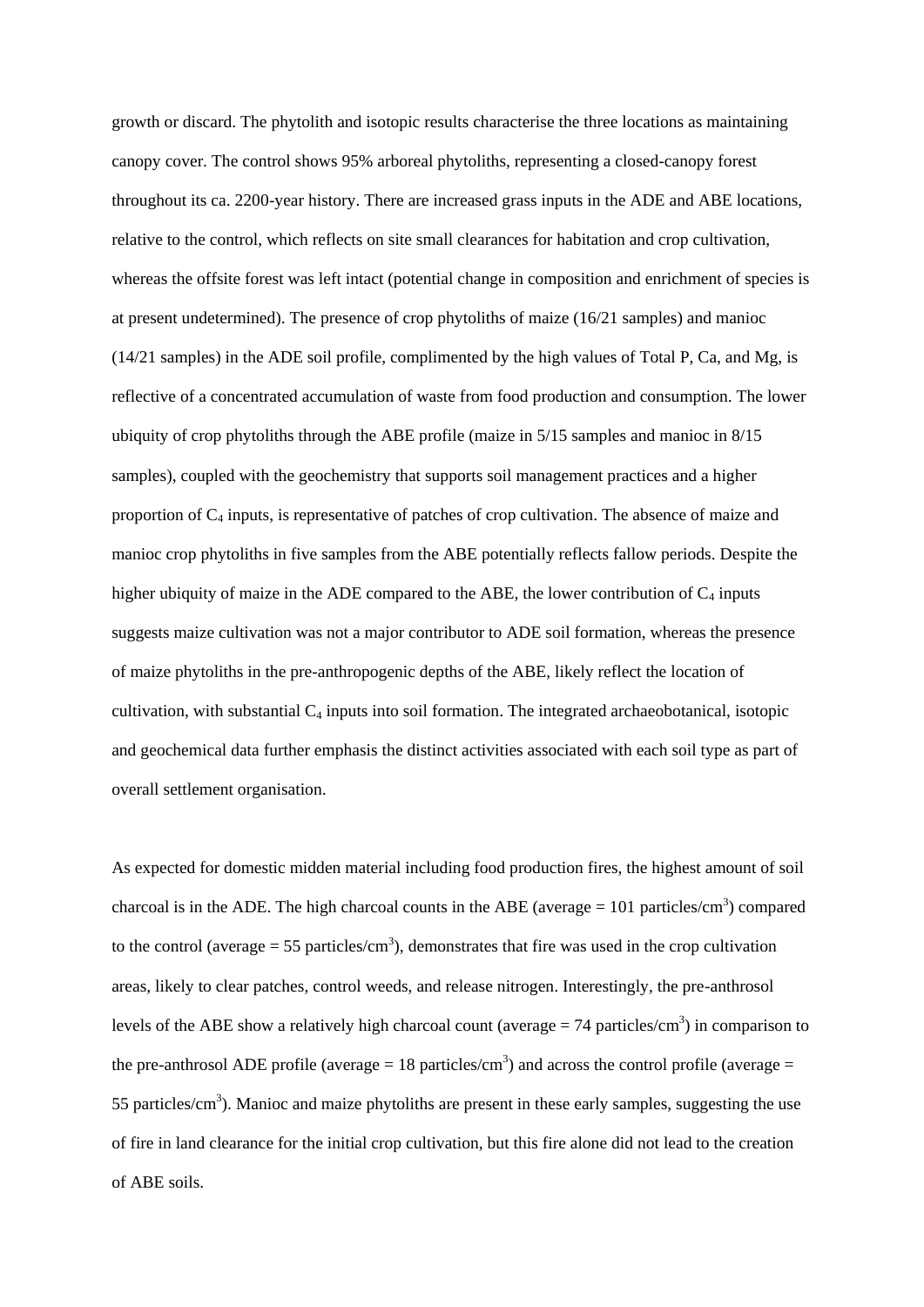growth or discard. The phytolith and isotopic results characterise the three locations as maintaining canopy cover. The control shows 95% arboreal phytoliths, representing a closed-canopy forest throughout its ca. 2200-year history. There are increased grass inputs in the ADE and ABE locations, relative to the control, which reflects on site small clearances for habitation and crop cultivation, whereas the offsite forest was left intact (potential change in composition and enrichment of species is at present undetermined). The presence of crop phytoliths of maize (16/21 samples) and manioc (14/21 samples) in the ADE soil profile, complimented by the high values of Total P, Ca, and Mg, is reflective of a concentrated accumulation of waste from food production and consumption. The lower ubiquity of crop phytoliths through the ABE profile (maize in 5/15 samples and manioc in 8/15 samples), coupled with the geochemistry that supports soil management practices and a higher proportion of $C_4$ inputs, is representative of patches of crop cultivation. The absence of maize and manioc crop phytoliths in five samples from the ABE potentially reflects fallow periods. Despite the higher ubiquity of maize in the ADE compared to the ABE, the lower contribution of $C_4$ inputs suggests maize cultivation was not a major contributor to ADE soil formation, whereas the presence of maize phytoliths in the pre-anthropogenic depths of the ABE, likely reflect the location of cultivation, with substantial $C_4$ inputs into soil formation. The integrated archaeobotanical, isotopic and geochemical data further emphasis the distinct activities associated with each soil type as part of overall settlement organisation.

As expected for domestic midden material including food production fires, the highest amount of soil charcoal is in the ADE. The high charcoal counts in the ABE (average = 101 particles/cm$^3$) compared to the control (average = 55 particles/cm$^3$), demonstrates that fire was used in the crop cultivation areas, likely to clear patches, control weeds, and release nitrogen. Interestingly, the pre-anthrosol levels of the ABE show a relatively high charcoal count (average = 74 particles/cm$^3$) in comparison to the pre-anthrosol ADE profile (average = 18 particles/cm$^3$) and across the control profile (average = 55 particles/cm$^3$). Manioc and maize phytoliths are present in these early samples, suggesting the use of fire in land clearance for the initial crop cultivation, but this fire alone did not lead to the creation of ABE soils.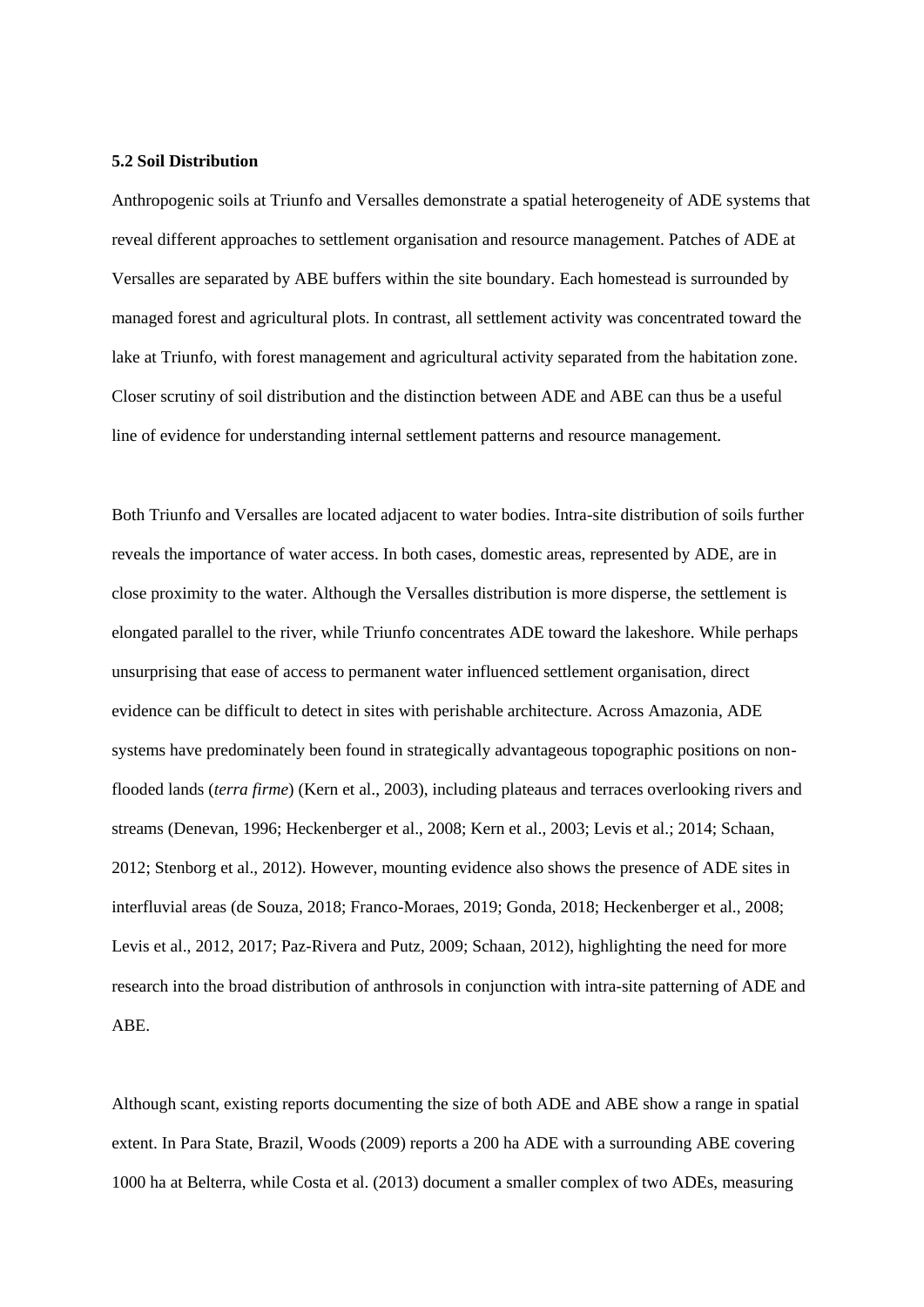**5.2 Soil Distribution**

Anthropogenic soils at Triunfo and Versalles demonstrate a spatial heterogeneity of ADE systems that reveal different approaches to settlement organisation and resource management. Patches of ADE at Versalles are separated by ABE buffers within the site boundary. Each homestead is surrounded by managed forest and agricultural plots. In contrast, all settlement activity was concentrated toward the lake at Triunfo, with forest management and agricultural activity separated from the habitation zone. Closer scrutiny of soil distribution and the distinction between ADE and ABE can thus be a useful line of evidence for understanding internal settlement patterns and resource management.

Both Triunfo and Versalles are located adjacent to water bodies. Intra-site distribution of soils further reveals the importance of water access. In both cases, domestic areas, represented by ADE, are in close proximity to the water. Although the Versalles distribution is more disperse, the settlement is elongated parallel to the river, while Triunfo concentrates ADE toward the lakeshore. While perhaps unsurprising that ease of access to permanent water influenced settlement organisation, direct evidence can be difficult to detect in sites with perishable architecture. Across Amazonia, ADE systems have predominately been found in strategically advantageous topographic positions on non-flooded lands (*terra firme*) (Kern et al., 2003), including plateaus and terraces overlooking rivers and streams (Denevan, 1996; Heckenberger et al., 2008; Kern et al., 2003; Levis et al.; 2014; Schaan, 2012; Stenborg et al., 2012). However, mounting evidence also shows the presence of ADE sites in interfluvial areas (de Souza, 2018; Franco-Moraes, 2019; Gonda, 2018; Heckenberger et al., 2008; Levis et al., 2012, 2017; Paz-Rivera and Putz, 2009; Schaan, 2012), highlighting the need for more research into the broad distribution of anthrosols in conjunction with intra-site patterning of ADE and ABE.

Although scant, existing reports documenting the size of both ADE and ABE show a range in spatial extent. In Para State, Brazil, Woods (2009) reports a 200 ha ADE with a surrounding ABE covering 1000 ha at Belterra, while Costa et al. (2013) document a smaller complex of two ADEs, measuring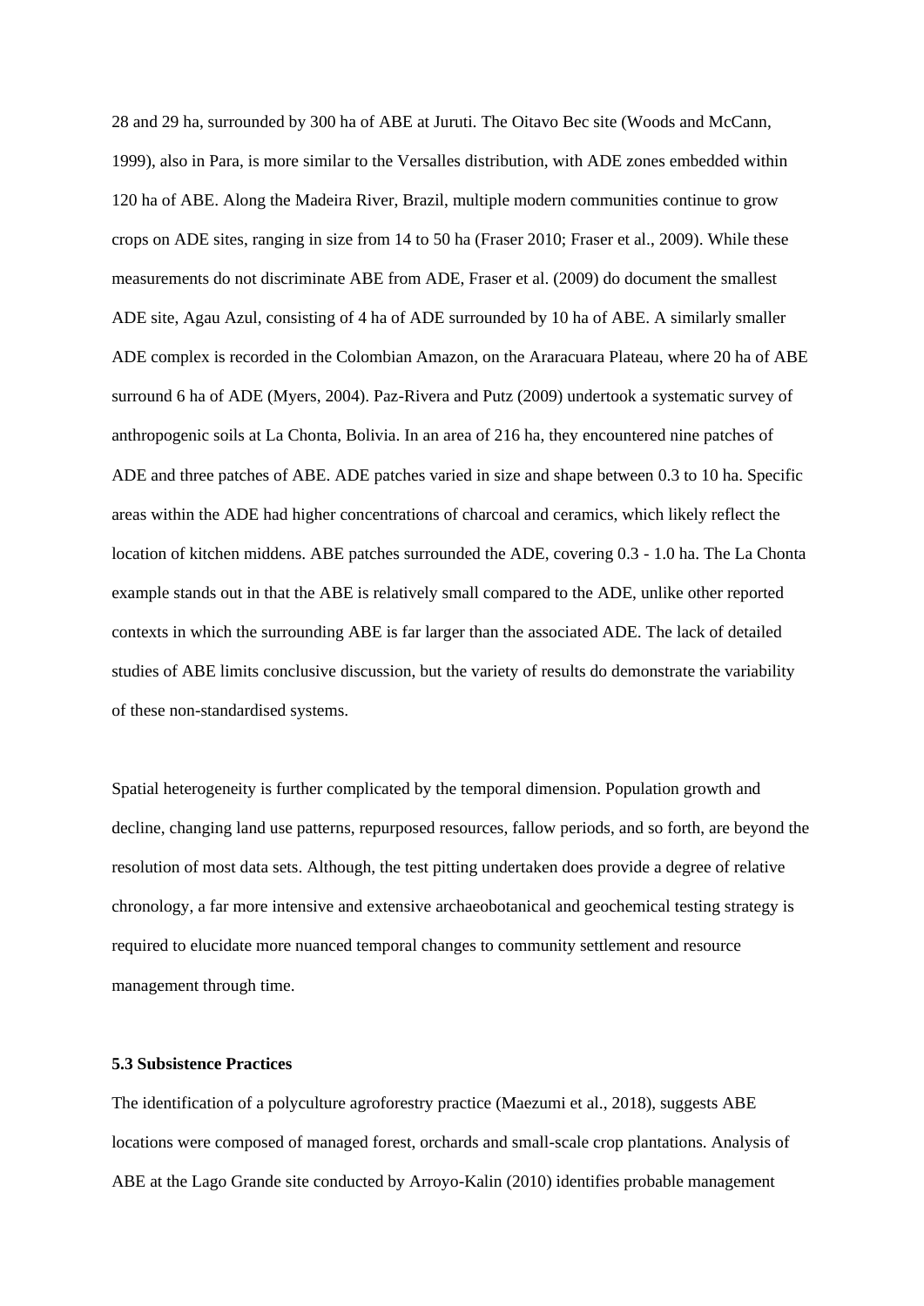28 and 29 ha, surrounded by 300 ha of ABE at Juruti. The Oitavo Bec site (Woods and McCann, 1999), also in Para, is more similar to the Versalles distribution, with ADE zones embedded within 120 ha of ABE. Along the Madeira River, Brazil, multiple modern communities continue to grow crops on ADE sites, ranging in size from 14 to 50 ha (Fraser 2010; Fraser et al., 2009). While these measurements do not discriminate ABE from ADE, Fraser et al. (2009) do document the smallest ADE site, Agau Azul, consisting of 4 ha of ADE surrounded by 10 ha of ABE. A similarly smaller ADE complex is recorded in the Colombian Amazon, on the Araracuara Plateau, where 20 ha of ABE surround 6 ha of ADE (Myers, 2004). Paz-Rivera and Putz (2009) undertook a systematic survey of anthropogenic soils at La Chonta, Bolivia. In an area of 216 ha, they encountered nine patches of ADE and three patches of ABE. ADE patches varied in size and shape between 0.3 to 10 ha. Specific areas within the ADE had higher concentrations of charcoal and ceramics, which likely reflect the location of kitchen middens. ABE patches surrounded the ADE, covering 0.3 - 1.0 ha. The La Chonta example stands out in that the ABE is relatively small compared to the ADE, unlike other reported contexts in which the surrounding ABE is far larger than the associated ADE. The lack of detailed studies of ABE limits conclusive discussion, but the variety of results do demonstrate the variability of these non-standardised systems.

Spatial heterogeneity is further complicated by the temporal dimension. Population growth and decline, changing land use patterns, repurposed resources, fallow periods, and so forth, are beyond the resolution of most data sets. Although, the test pitting undertaken does provide a degree of relative chronology, a far more intensive and extensive archaeobotanical and geochemical testing strategy is required to elucidate more nuanced temporal changes to community settlement and resource management through time.

### 5.3 Subsistence Practices

The identification of a polyculture agroforestry practice (Maezumi et al., 2018), suggests ABE locations were composed of managed forest, orchards and small-scale crop plantations. Analysis of ABE at the Lago Grande site conducted by Arroyo-Kalin (2010) identifies probable management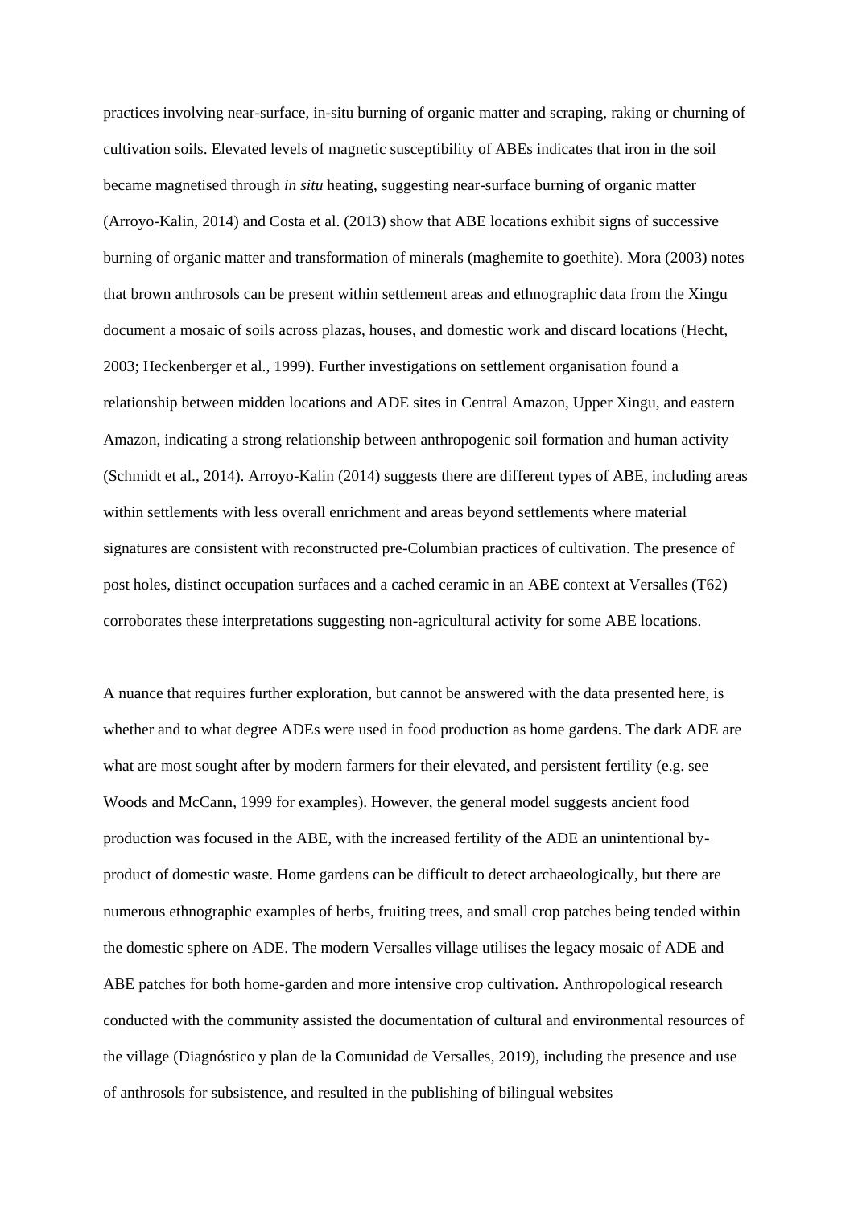practices involving near-surface, in-situ burning of organic matter and scraping, raking or churning of cultivation soils. Elevated levels of magnetic susceptibility of ABEs indicates that iron in the soil became magnetised through *in situ* heating, suggesting near-surface burning of organic matter (Arroyo-Kalin, 2014) and Costa et al. (2013) show that ABE locations exhibit signs of successive burning of organic matter and transformation of minerals (maghemite to goethite). Mora (2003) notes that brown anthrosols can be present within settlement areas and ethnographic data from the Xingu document a mosaic of soils across plazas, houses, and domestic work and discard locations (Hecht, 2003; Heckenberger et al., 1999). Further investigations on settlement organisation found a relationship between midden locations and ADE sites in Central Amazon, Upper Xingu, and eastern Amazon, indicating a strong relationship between anthropogenic soil formation and human activity (Schmidt et al., 2014). Arroyo-Kalin (2014) suggests there are different types of ABE, including areas within settlements with less overall enrichment and areas beyond settlements where material signatures are consistent with reconstructed pre-Columbian practices of cultivation. The presence of post holes, distinct occupation surfaces and a cached ceramic in an ABE context at Versalles (T62) corroborates these interpretations suggesting non-agricultural activity for some ABE locations.

A nuance that requires further exploration, but cannot be answered with the data presented here, is whether and to what degree ADEs were used in food production as home gardens. The dark ADE are what are most sought after by modern farmers for their elevated, and persistent fertility (e.g. see Woods and McCann, 1999 for examples). However, the general model suggests ancient food production was focused in the ABE, with the increased fertility of the ADE an unintentional by-product of domestic waste. Home gardens can be difficult to detect archaeologically, but there are numerous ethnographic examples of herbs, fruiting trees, and small crop patches being tended within the domestic sphere on ADE. The modern Versalles village utilises the legacy mosaic of ADE and ABE patches for both home-garden and more intensive crop cultivation. Anthropological research conducted with the community assisted the documentation of cultural and environmental resources of the village (Diagnóstico y plan de la Comunidad de Versalles, 2019), including the presence and use of anthrosols for subsistence, and resulted in the publishing of bilingual websites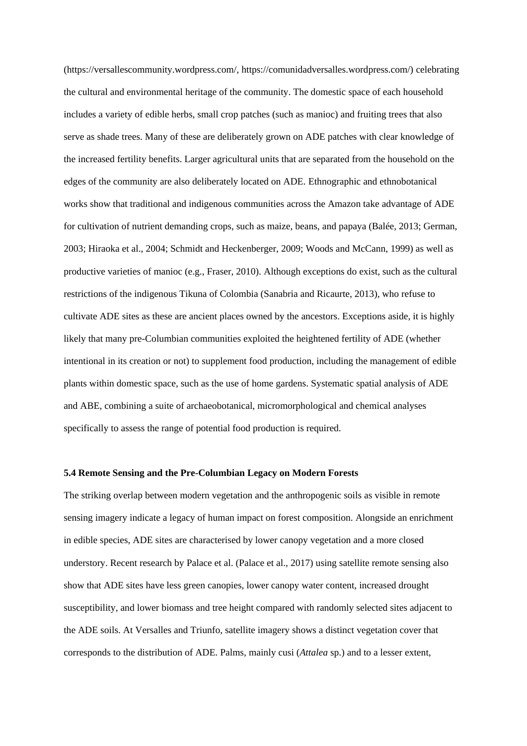(https://versallescommunity.wordpress.com/, https://comunidadversalles.wordpress.com/) celebrating the cultural and environmental heritage of the community. The domestic space of each household includes a variety of edible herbs, small crop patches (such as manioc) and fruiting trees that also serve as shade trees. Many of these are deliberately grown on ADE patches with clear knowledge of the increased fertility benefits. Larger agricultural units that are separated from the household on the edges of the community are also deliberately located on ADE. Ethnographic and ethnobotanical works show that traditional and indigenous communities across the Amazon take advantage of ADE for cultivation of nutrient demanding crops, such as maize, beans, and papaya (Balée, 2013; German, 2003; Hiraoka et al., 2004; Schmidt and Heckenberger, 2009; Woods and McCann, 1999) as well as productive varieties of manioc (e.g., Fraser, 2010). Although exceptions do exist, such as the cultural restrictions of the indigenous Tikuna of Colombia (Sanabria and Ricaurte, 2013), who refuse to cultivate ADE sites as these are ancient places owned by the ancestors. Exceptions aside, it is highly likely that many pre-Columbian communities exploited the heightened fertility of ADE (whether intentional in its creation or not) to supplement food production, including the management of edible plants within domestic space, such as the use of home gardens. Systematic spatial analysis of ADE and ABE, combining a suite of archaeobotanical, micromorphological and chemical analyses specifically to assess the range of potential food production is required.

### 5.4 Remote Sensing and the Pre-Columbian Legacy on Modern Forests

The striking overlap between modern vegetation and the anthropogenic soils as visible in remote sensing imagery indicate a legacy of human impact on forest composition. Alongside an enrichment in edible species, ADE sites are characterised by lower canopy vegetation and a more closed understory. Recent research by Palace et al. (Palace et al., 2017) using satellite remote sensing also show that ADE sites have less green canopies, lower canopy water content, increased drought susceptibility, and lower biomass and tree height compared with randomly selected sites adjacent to the ADE soils. At Versalles and Triunfo, satellite imagery shows a distinct vegetation cover that corresponds to the distribution of ADE. Palms, mainly cusi (*Attalea* sp.) and to a lesser extent,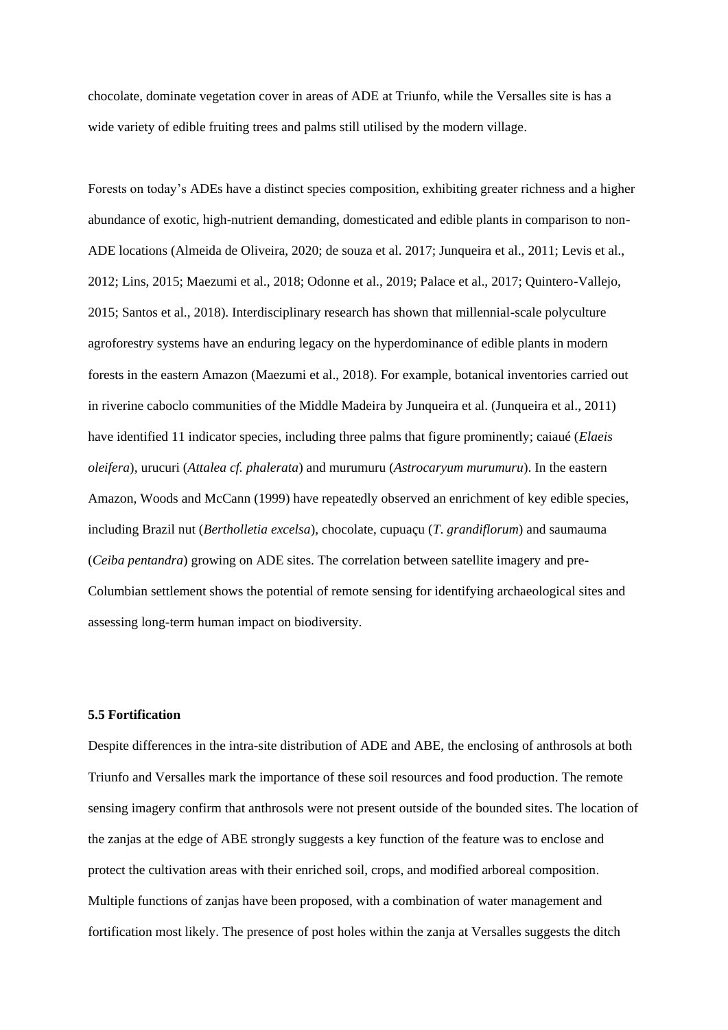chocolate, dominate vegetation cover in areas of ADE at Triunfo, while the Versalles site is has a wide variety of edible fruiting trees and palms still utilised by the modern village.

Forests on today's ADEs have a distinct species composition, exhibiting greater richness and a higher abundance of exotic, high-nutrient demanding, domesticated and edible plants in comparison to non-ADE locations (Almeida de Oliveira, 2020; de souza et al. 2017; Junqueira et al., 2011; Levis et al., 2012; Lins, 2015; Maezumi et al., 2018; Odonne et al., 2019; Palace et al., 2017; Quintero-Vallejo, 2015; Santos et al., 2018). Interdisciplinary research has shown that millennial-scale polyculture agroforestry systems have an enduring legacy on the hyperdominance of edible plants in modern forests in the eastern Amazon (Maezumi et al., 2018). For example, botanical inventories carried out in riverine caboclo communities of the Middle Madeira by Junqueira et al. (Junqueira et al., 2011) have identified 11 indicator species, including three palms that figure prominently; caiaué (*Elaeis oleifera*), urucuri (*Attalea cf. phalerata*) and murumuru (*Astrocaryum murumuru*). In the eastern Amazon, Woods and McCann (1999) have repeatedly observed an enrichment of key edible species, including Brazil nut (*Bertholletia excelsa*), chocolate, cupuaçu (*T. grandiflorum*) and saumauma (*Ceiba pentandra*) growing on ADE sites. The correlation between satellite imagery and pre-Columbian settlement shows the potential of remote sensing for identifying archaeological sites and assessing long-term human impact on biodiversity.

**5.5 Fortification**

Despite differences in the intra-site distribution of ADE and ABE, the enclosing of anthrosols at both Triunfo and Versalles mark the importance of these soil resources and food production. The remote sensing imagery confirm that anthrosols were not present outside of the bounded sites. The location of the zanjas at the edge of ABE strongly suggests a key function of the feature was to enclose and protect the cultivation areas with their enriched soil, crops, and modified arboreal composition. Multiple functions of zanjas have been proposed, with a combination of water management and fortification most likely. The presence of post holes within the zanja at Versalles suggests the ditch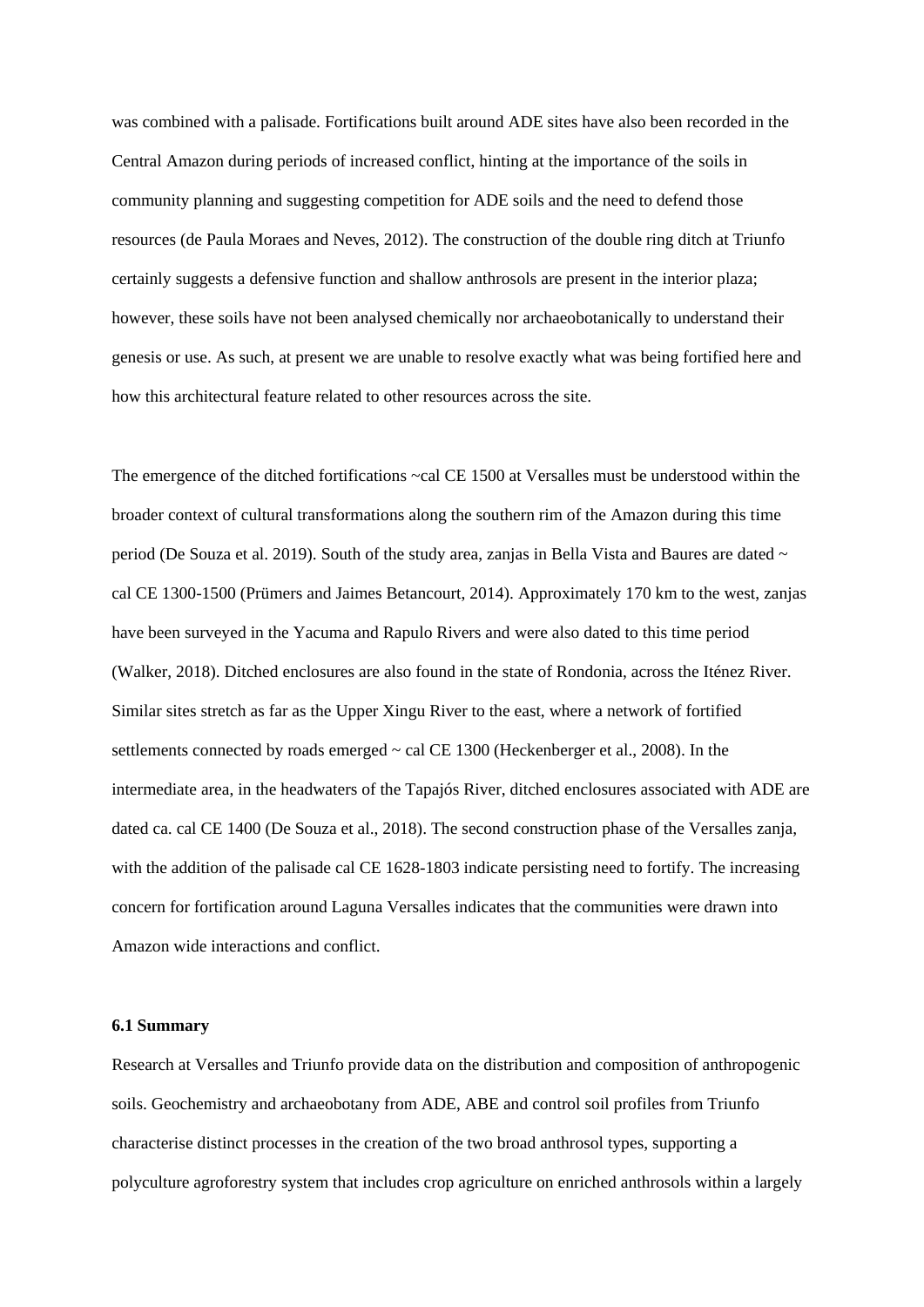was combined with a palisade. Fortifications built around ADE sites have also been recorded in the Central Amazon during periods of increased conflict, hinting at the importance of the soils in community planning and suggesting competition for ADE soils and the need to defend those resources (de Paula Moraes and Neves, 2012). The construction of the double ring ditch at Triunfo certainly suggests a defensive function and shallow anthrosols are present in the interior plaza; however, these soils have not been analysed chemically nor archaeobotanically to understand their genesis or use. As such, at present we are unable to resolve exactly what was being fortified here and how this architectural feature related to other resources across the site.

The emergence of the ditched fortifications ~cal CE 1500 at Versalles must be understood within the broader context of cultural transformations along the southern rim of the Amazon during this time period (De Souza et al. 2019). South of the study area, zanjas in Bella Vista and Baures are dated ~ cal CE 1300-1500 (Prümers and Jaimes Betancourt, 2014). Approximately 170 km to the west, zanjas have been surveyed in the Yacuma and Rapulo Rivers and were also dated to this time period (Walker, 2018). Ditched enclosures are also found in the state of Rondonia, across the Iténez River. Similar sites stretch as far as the Upper Xingu River to the east, where a network of fortified settlements connected by roads emerged ~ cal CE 1300 (Heckenberger et al., 2008). In the intermediate area, in the headwaters of the Tapajós River, ditched enclosures associated with ADE are dated ca. cal CE 1400 (De Souza et al., 2018). The second construction phase of the Versalles zanja, with the addition of the palisade cal CE 1628-1803 indicate persisting need to fortify. The increasing concern for fortification around Laguna Versalles indicates that the communities were drawn into Amazon wide interactions and conflict.

### 6.1 Summary

Research at Versalles and Triunfo provide data on the distribution and composition of anthropogenic soils. Geochemistry and archaeobotany from ADE, ABE and control soil profiles from Triunfo characterise distinct processes in the creation of the two broad anthrosol types, supporting a polyculture agroforestry system that includes crop agriculture on enriched anthrosols within a largely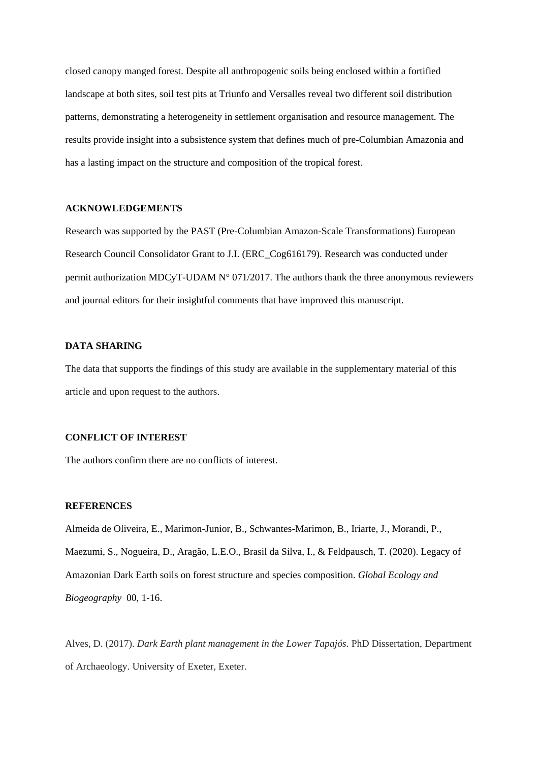closed canopy manged forest. Despite all anthropogenic soils being enclosed within a fortified landscape at both sites, soil test pits at Triunfo and Versalles reveal two different soil distribution patterns, demonstrating a heterogeneity in settlement organisation and resource management. The results provide insight into a subsistence system that defines much of pre-Columbian Amazonia and has a lasting impact on the structure and composition of the tropical forest.

## ACKNOWLEDGEMENTS

Research was supported by the PAST (Pre-Columbian Amazon-Scale Transformations) European Research Council Consolidator Grant to J.I. (ERC_Cog616179). Research was conducted under permit authorization MDCyT-UDAM N° 071/2017. The authors thank the three anonymous reviewers and journal editors for their insightful comments that have improved this manuscript.

## DATA SHARING

The data that supports the findings of this study are available in the supplementary material of this article and upon request to the authors.

## CONFLICT OF INTEREST

The authors confirm there are no conflicts of interest.

## REFERENCES

Almeida de Oliveira, E., Marimon-Junior, B., Schwantes-Marimon, B., Iriarte, J., Morandi, P., Maezumi, S., Nogueira, D., Aragão, L.E.O., Brasil da Silva, I., & Feldpausch, T. (2020). Legacy of Amazonian Dark Earth soils on forest structure and species composition. *Global Ecology and Biogeography* 00, 1-16.

Alves, D. (2017). *Dark Earth plant management in the Lower Tapajós*. PhD Dissertation, Department of Archaeology. University of Exeter, Exeter.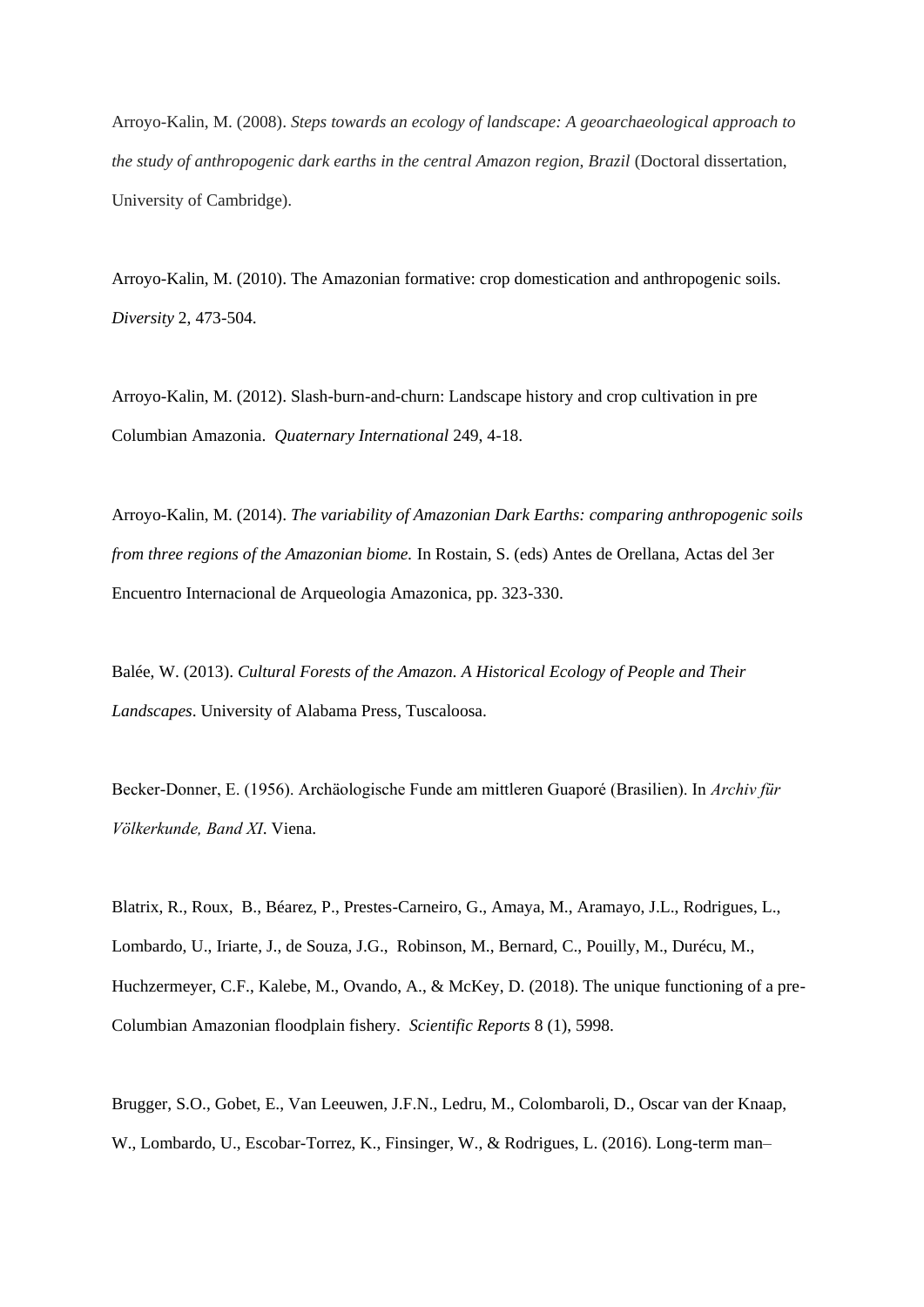Arroyo-Kalin, M. (2008). *Steps towards an ecology of landscape: A geoarchaeological approach to the study of anthropogenic dark earths in the central Amazon region, Brazil* (Doctoral dissertation, University of Cambridge).

Arroyo-Kalin, M. (2010). The Amazonian formative: crop domestication and anthropogenic soils. *Diversity* 2, 473-504.

Arroyo-Kalin, M. (2012). Slash-burn-and-churn: Landscape history and crop cultivation in pre Columbian Amazonia. *Quaternary International* 249, 4-18.

Arroyo-Kalin, M. (2014). *The variability of Amazonian Dark Earths: comparing anthropogenic soils from three regions of the Amazonian biome.* In Rostain, S. (eds) Antes de Orellana, Actas del 3er Encuentro Internacional de Arqueologia Amazonica, pp. 323-330.

Balée, W. (2013). *Cultural Forests of the Amazon. A Historical Ecology of People and Their Landscapes*. University of Alabama Press, Tuscaloosa.

Becker-Donner, E. (1956). Archäologische Funde am mittleren Guaporé (Brasilien). In *Archiv für Völkerkunde, Band XI*. Viena.

Blatrix, R., Roux, B., Béarez, P., Prestes-Carneiro, G., Amaya, M., Aramayo, J.L., Rodrigues, L., Lombardo, U., Iriarte, J., de Souza, J.G., Robinson, M., Bernard, C., Pouilly, M., Durécu, M., Huchzermeyer, C.F., Kalebe, M., Ovando, A., & McKey, D. (2018). The unique functioning of a pre-Columbian Amazonian floodplain fishery. *Scientific Reports* 8 (1), 5998.

Brugger, S.O., Gobet, E., Van Leeuwen, J.F.N., Ledru, M., Colombaroli, D., Oscar van der Knaap, W., Lombardo, U., Escobar-Torrez, K., Finsinger, W., & Rodrigues, L. (2016). Long-term man–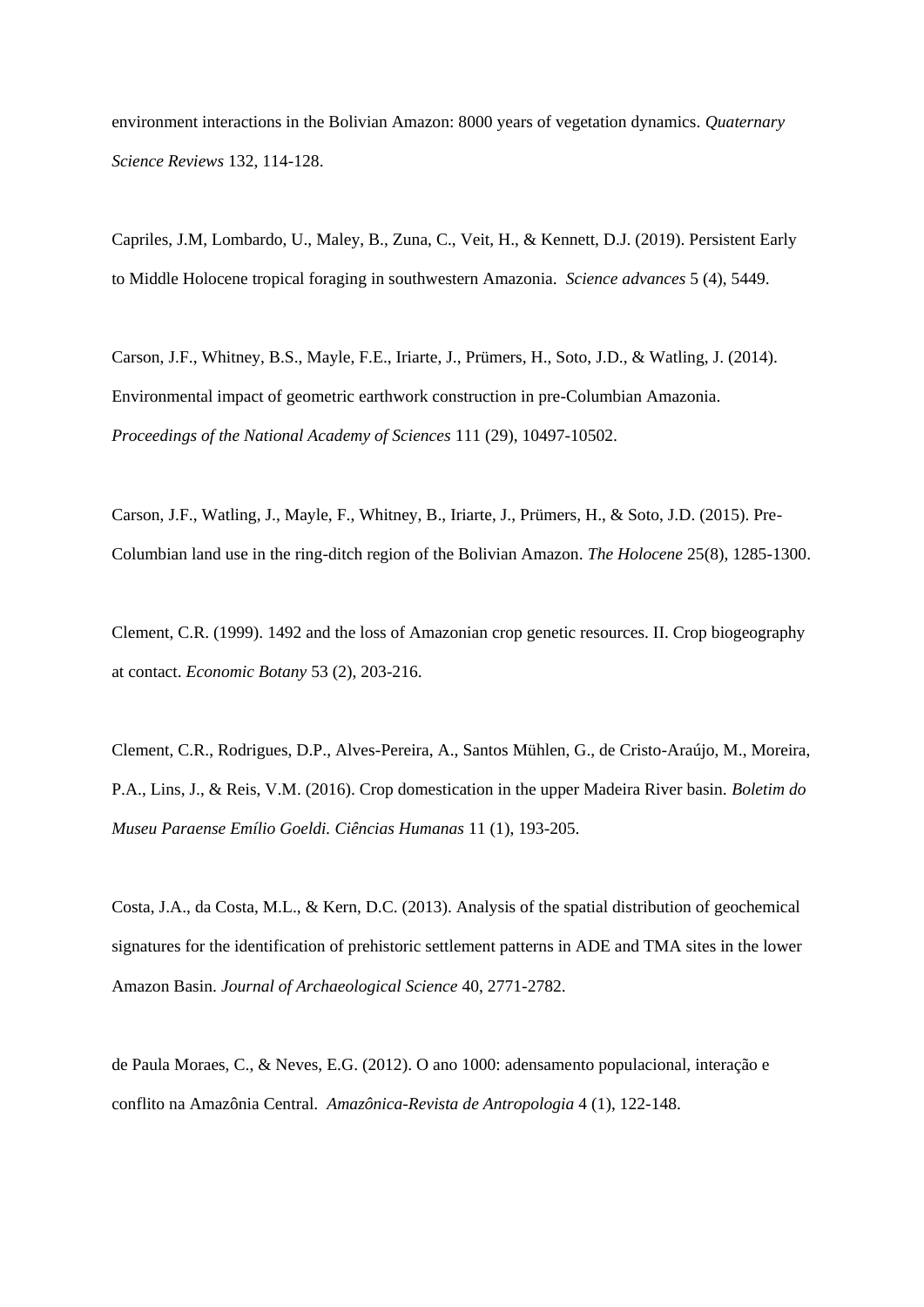environment interactions in the Bolivian Amazon: 8000 years of vegetation dynamics. *Quaternary Science Reviews* 132, 114-128.

Capriles, J.M, Lombardo, U., Maley, B., Zuna, C., Veit, H., & Kennett, D.J. (2019). Persistent Early to Middle Holocene tropical foraging in southwestern Amazonia. *Science advances* 5 (4), 5449.

Carson, J.F., Whitney, B.S., Mayle, F.E., Iriarte, J., Prümers, H., Soto, J.D., & Watling, J. (2014). Environmental impact of geometric earthwork construction in pre-Columbian Amazonia. *Proceedings of the National Academy of Sciences* 111 (29), 10497-10502.

Carson, J.F., Watling, J., Mayle, F., Whitney, B., Iriarte, J., Prümers, H., & Soto, J.D. (2015). Pre-Columbian land use in the ring-ditch region of the Bolivian Amazon. *The Holocene* 25(8), 1285-1300.

Clement, C.R. (1999). 1492 and the loss of Amazonian crop genetic resources. II. Crop biogeography at contact. *Economic Botany* 53 (2), 203-216.

Clement, C.R., Rodrigues, D.P., Alves-Pereira, A., Santos Mühlen, G., de Cristo-Araújo, M., Moreira, P.A., Lins, J., & Reis, V.M. (2016). Crop domestication in the upper Madeira River basin. *Boletim do Museu Paraense Emílio Goeldi. Ciências Humanas* 11 (1), 193-205.

Costa, J.A., da Costa, M.L., & Kern, D.C. (2013). Analysis of the spatial distribution of geochemical signatures for the identification of prehistoric settlement patterns in ADE and TMA sites in the lower Amazon Basin. *Journal of Archaeological Science* 40, 2771-2782.

de Paula Moraes, C., & Neves, E.G. (2012). O ano 1000: adensamento populacional, interação e conflito na Amazônia Central. *Amazônica-Revista de Antropologia* 4 (1), 122-148.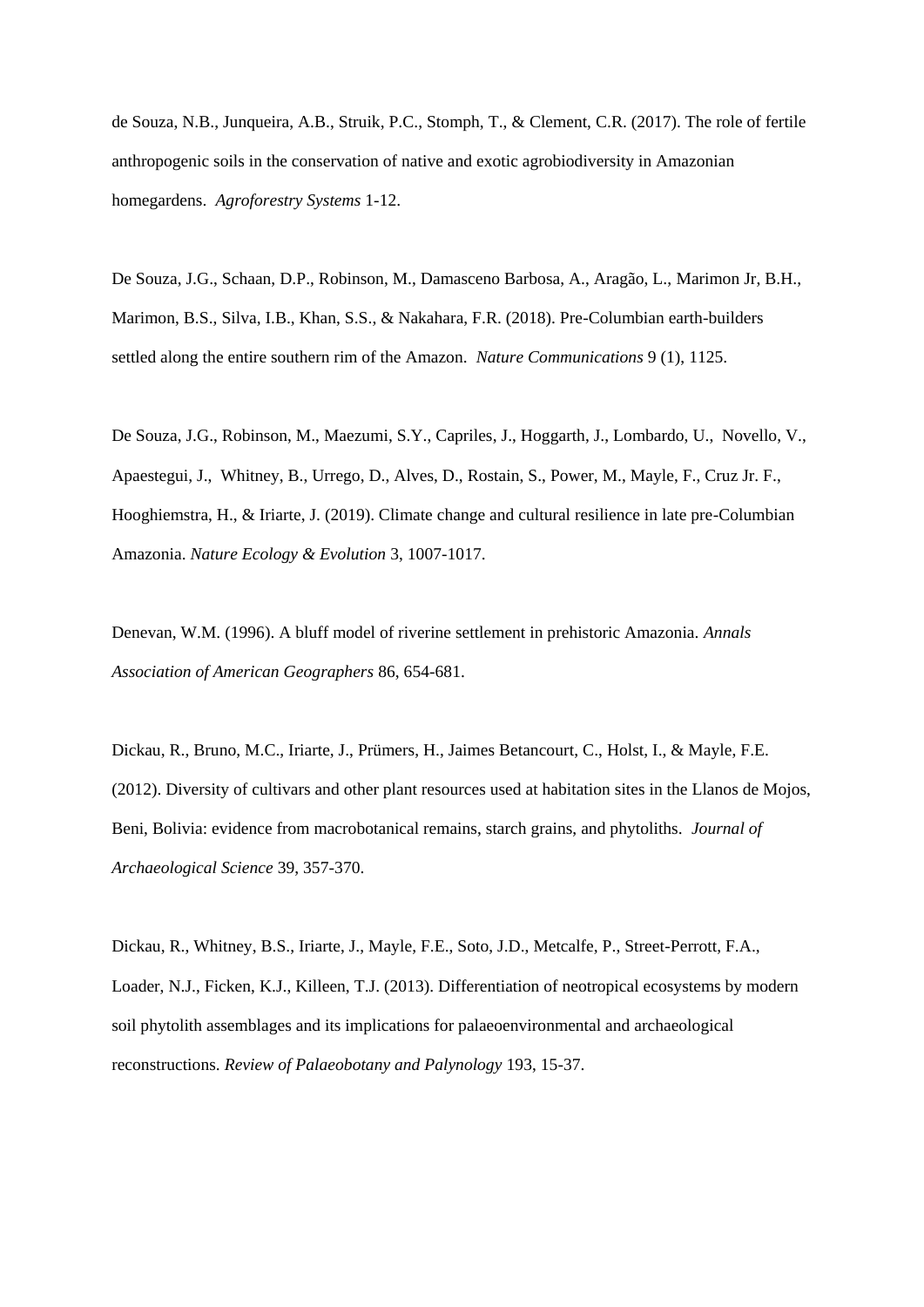de Souza, N.B., Junqueira, A.B., Struik, P.C., Stomph, T., & Clement, C.R. (2017). The role of fertile anthropogenic soils in the conservation of native and exotic agrobiodiversity in Amazonian homegardens. *Agroforestry Systems* 1-12.

De Souza, J.G., Schaan, D.P., Robinson, M., Damasceno Barbosa, A., Aragão, L., Marimon Jr, B.H., Marimon, B.S., Silva, I.B., Khan, S.S., & Nakahara, F.R. (2018). Pre-Columbian earth-builders settled along the entire southern rim of the Amazon. *Nature Communications* 9 (1), 1125.

De Souza, J.G., Robinson, M., Maezumi, S.Y., Capriles, J., Hoggarth, J., Lombardo, U., Novello, V., Apaestegui, J., Whitney, B., Urrego, D., Alves, D., Rostain, S., Power, M., Mayle, F., Cruz Jr. F., Hooghiemstra, H., & Iriarte, J. (2019). Climate change and cultural resilience in late pre-Columbian Amazonia. *Nature Ecology & Evolution* 3, 1007-1017.

Denevan, W.M. (1996). A bluff model of riverine settlement in prehistoric Amazonia. *Annals Association of American Geographers* 86, 654-681.

Dickau, R., Bruno, M.C., Iriarte, J., Prümers, H., Jaimes Betancourt, C., Holst, I., & Mayle, F.E. (2012). Diversity of cultivars and other plant resources used at habitation sites in the Llanos de Mojos, Beni, Bolivia: evidence from macrobotanical remains, starch grains, and phytoliths. *Journal of Archaeological Science* 39, 357-370.

Dickau, R., Whitney, B.S., Iriarte, J., Mayle, F.E., Soto, J.D., Metcalfe, P., Street-Perrott, F.A., Loader, N.J., Ficken, K.J., Killeen, T.J. (2013). Differentiation of neotropical ecosystems by modern soil phytolith assemblages and its implications for palaeoenvironmental and archaeological reconstructions. *Review of Palaeobotany and Palynology* 193, 15-37.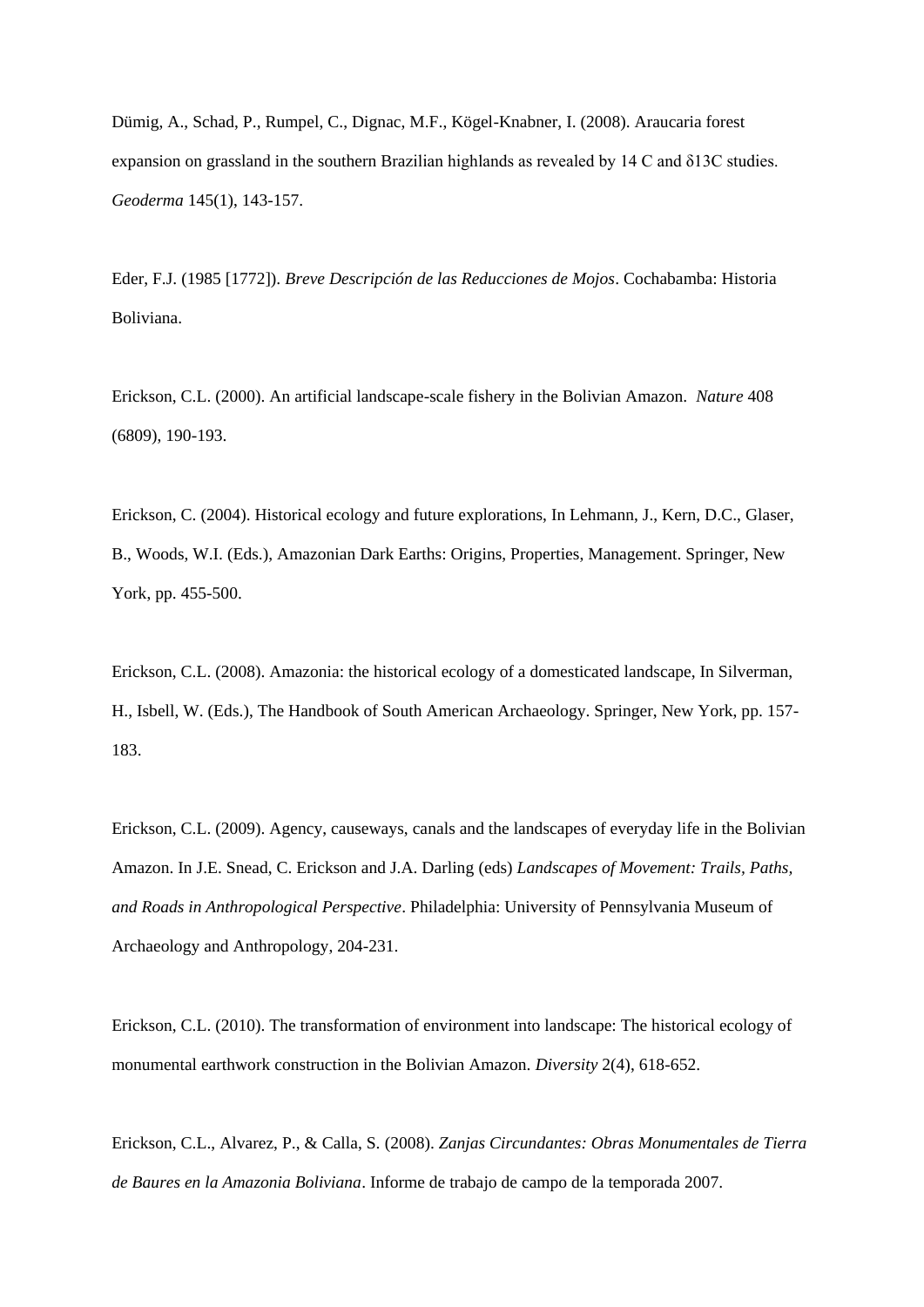Dümig, A., Schad, P., Rumpel, C., Dignac, M.F., Kögel-Knabner, I. (2008). Araucaria forest expansion on grassland in the southern Brazilian highlands as revealed by 14 C and δ13C studies. *Geoderma* 145(1), 143-157.

Eder, F.J. (1985 [1772]). *Breve Descripción de las Reducciones de Mojos*. Cochabamba: Historia Boliviana.

Erickson, C.L. (2000). An artificial landscape-scale fishery in the Bolivian Amazon. *Nature* 408 (6809), 190-193.

Erickson, C. (2004). Historical ecology and future explorations, In Lehmann, J., Kern, D.C., Glaser, B., Woods, W.I. (Eds.), Amazonian Dark Earths: Origins, Properties, Management. Springer, New York, pp. 455-500.

Erickson, C.L. (2008). Amazonia: the historical ecology of a domesticated landscape, In Silverman, H., Isbell, W. (Eds.), The Handbook of South American Archaeology. Springer, New York, pp. 157-183.

Erickson, C.L. (2009). Agency, causeways, canals and the landscapes of everyday life in the Bolivian Amazon. In J.E. Snead, C. Erickson and J.A. Darling (eds) *Landscapes of Movement: Trails, Paths, and Roads in Anthropological Perspective*. Philadelphia: University of Pennsylvania Museum of Archaeology and Anthropology, 204-231.

Erickson, C.L. (2010). The transformation of environment into landscape: The historical ecology of monumental earthwork construction in the Bolivian Amazon. *Diversity* 2(4), 618-652.

Erickson, C.L., Alvarez, P., & Calla, S. (2008). *Zanjas Circundantes: Obras Monumentales de Tierra de Baures en la Amazonia Boliviana*. Informe de trabajo de campo de la temporada 2007.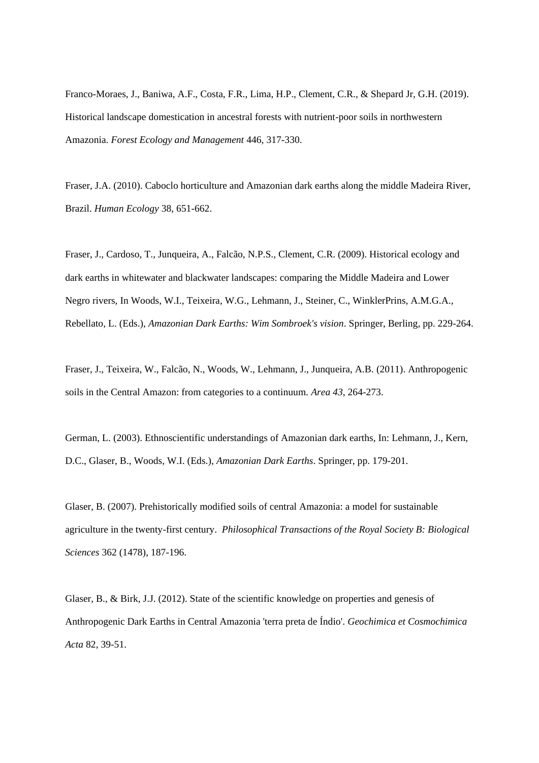Franco-Moraes, J., Baniwa, A.F., Costa, F.R., Lima, H.P., Clement, C.R., & Shepard Jr, G.H. (2019). Historical landscape domestication in ancestral forests with nutrient-poor soils in northwestern Amazonia. *Forest Ecology and Management* 446, 317-330.

Fraser, J.A. (2010). Caboclo horticulture and Amazonian dark earths along the middle Madeira River, Brazil. *Human Ecology* 38, 651-662.

Fraser, J., Cardoso, T., Junqueira, A., Falcão, N.P.S., Clement, C.R. (2009). Historical ecology and dark earths in whitewater and blackwater landscapes: comparing the Middle Madeira and Lower Negro rivers, In Woods, W.I., Teixeira, W.G., Lehmann, J., Steiner, C., WinklerPrins, A.M.G.A., Rebellato, L. (Eds.), *Amazonian Dark Earths: Wim Sombroek's vision*. Springer, Berling, pp. 229-264.

Fraser, J., Teixeira, W., Falcão, N., Woods, W., Lehmann, J., Junqueira, A.B. (2011). Anthropogenic soils in the Central Amazon: from categories to a continuum. *Area 43*, 264-273.

German, L. (2003). Ethnoscientific understandings of Amazonian dark earths, In: Lehmann, J., Kern, D.C., Glaser, B., Woods, W.I. (Eds.), *Amazonian Dark Earths*. Springer, pp. 179-201.

Glaser, B. (2007). Prehistorically modified soils of central Amazonia: a model for sustainable agriculture in the twenty-first century. *Philosophical Transactions of the Royal Society B: Biological Sciences* 362 (1478), 187-196.

Glaser, B., & Birk, J.J. (2012). State of the scientific knowledge on properties and genesis of Anthropogenic Dark Earths in Central Amazonia 'terra preta de Índio'. *Geochimica et Cosmochimica Acta* 82, 39-51.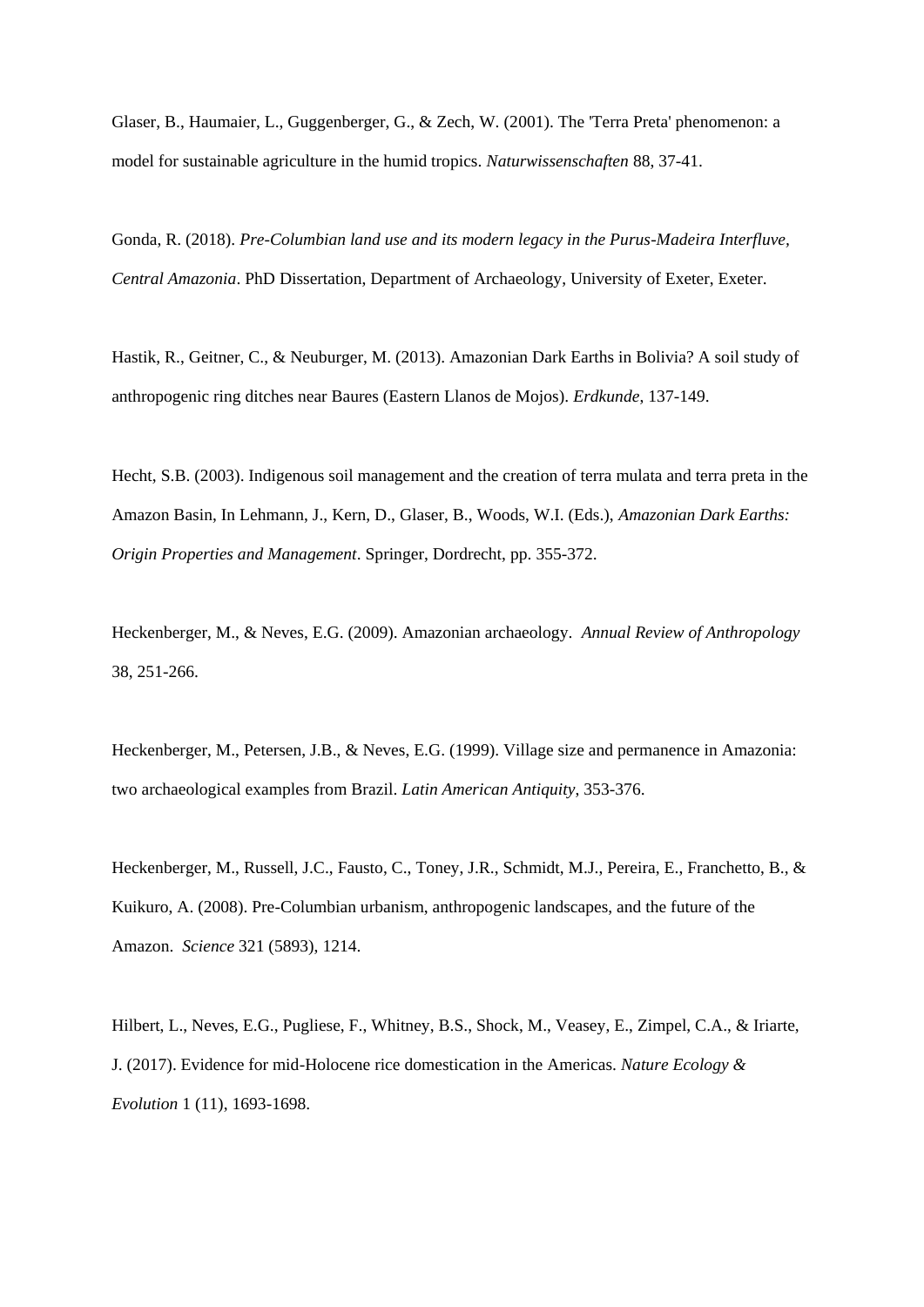Glaser, B., Haumaier, L., Guggenberger, G., & Zech, W. (2001). The 'Terra Preta' phenomenon: a model for sustainable agriculture in the humid tropics. *Naturwissenschaften* 88, 37-41.

Gonda, R. (2018). *Pre-Columbian land use and its modern legacy in the Purus-Madeira Interfluve, Central Amazonia*. PhD Dissertation, Department of Archaeology, University of Exeter, Exeter.

Hastik, R., Geitner, C., & Neuburger, M. (2013). Amazonian Dark Earths in Bolivia? A soil study of anthropogenic ring ditches near Baures (Eastern Llanos de Mojos). *Erdkunde*, 137-149.

Hecht, S.B. (2003). Indigenous soil management and the creation of terra mulata and terra preta in the Amazon Basin, In Lehmann, J., Kern, D., Glaser, B., Woods, W.I. (Eds.), *Amazonian Dark Earths: Origin Properties and Management*. Springer, Dordrecht, pp. 355-372.

Heckenberger, M., & Neves, E.G. (2009). Amazonian archaeology. *Annual Review of Anthropology* 38, 251-266.

Heckenberger, M., Petersen, J.B., & Neves, E.G. (1999). Village size and permanence in Amazonia: two archaeological examples from Brazil. *Latin American Antiquity*, 353-376.

Heckenberger, M., Russell, J.C., Fausto, C., Toney, J.R., Schmidt, M.J., Pereira, E., Franchetto, B., & Kuikuro, A. (2008). Pre-Columbian urbanism, anthropogenic landscapes, and the future of the Amazon. *Science* 321 (5893), 1214.

Hilbert, L., Neves, E.G., Pugliese, F., Whitney, B.S., Shock, M., Veasey, E., Zimpel, C.A., & Iriarte, J. (2017). Evidence for mid-Holocene rice domestication in the Americas. *Nature Ecology & Evolution* 1 (11), 1693-1698.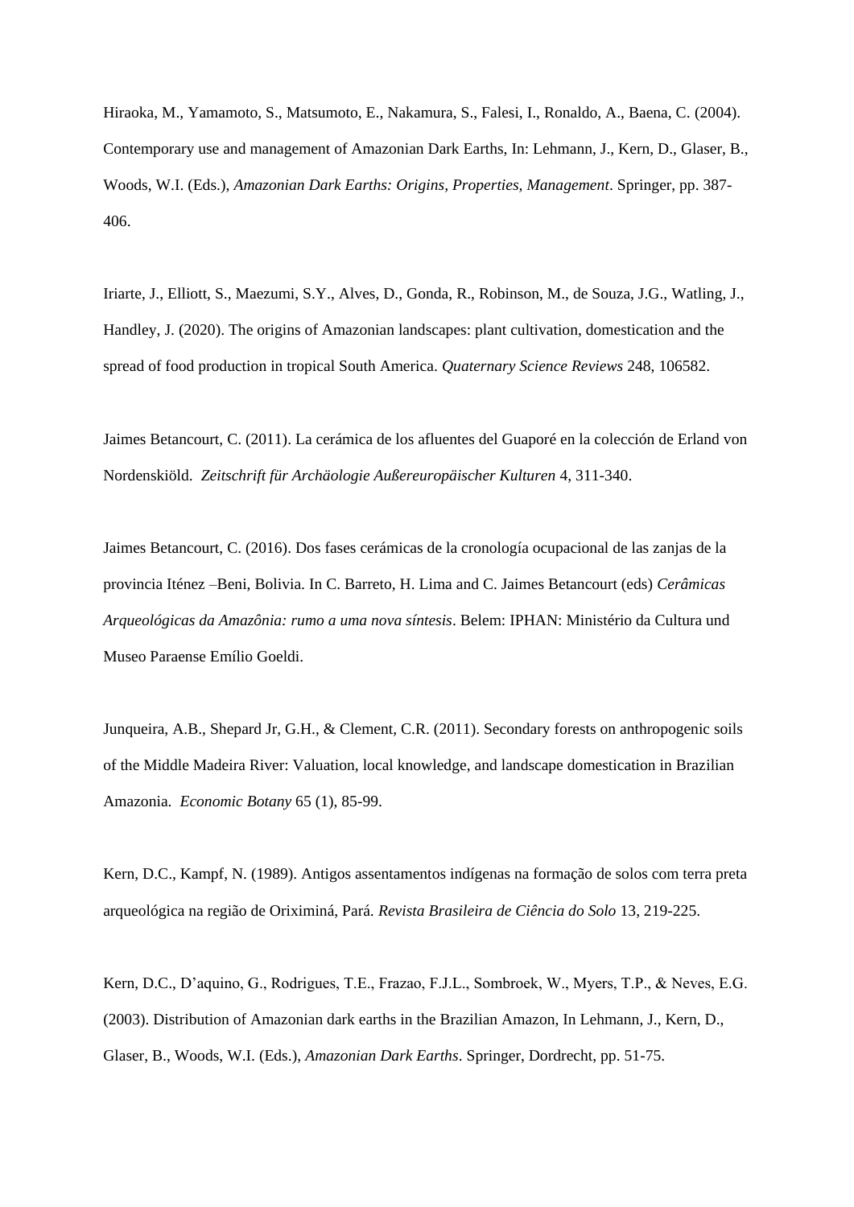Hiraoka, M., Yamamoto, S., Matsumoto, E., Nakamura, S., Falesi, I., Ronaldo, A., Baena, C. (2004). Contemporary use and management of Amazonian Dark Earths, In: Lehmann, J., Kern, D., Glaser, B., Woods, W.I. (Eds.), *Amazonian Dark Earths: Origins, Properties, Management*. Springer, pp. 387-406.

Iriarte, J., Elliott, S., Maezumi, S.Y., Alves, D., Gonda, R., Robinson, M., de Souza, J.G., Watling, J., Handley, J. (2020). The origins of Amazonian landscapes: plant cultivation, domestication and the spread of food production in tropical South America. *Quaternary Science Reviews* 248, 106582.

Jaimes Betancourt, C. (2011). La cerámica de los afluentes del Guaporé en la colección de Erland von Nordenskiöld. *Zeitschrift für Archäologie Außereuropäischer Kulturen* 4, 311-340.

Jaimes Betancourt, C. (2016). Dos fases cerámicas de la cronología ocupacional de las zanjas de la provincia Iténez –Beni, Bolivia. In C. Barreto, H. Lima and C. Jaimes Betancourt (eds) *Cerâmicas Arqueológicas da Amazônia: rumo a uma nova síntesis*. Belem: IPHAN: Ministério da Cultura und Museo Paraense Emílio Goeldi.

Junqueira, A.B., Shepard Jr, G.H., & Clement, C.R. (2011). Secondary forests on anthropogenic soils of the Middle Madeira River: Valuation, local knowledge, and landscape domestication in Brazilian Amazonia. *Economic Botany* 65 (1), 85-99.

Kern, D.C., Kampf, N. (1989). Antigos assentamentos indígenas na formação de solos com terra preta arqueológica na região de Oriximiná, Pará. *Revista Brasileira de Ciência do Solo* 13, 219-225.

Kern, D.C., D'aquino, G., Rodrigues, T.E., Frazao, F.J.L., Sombroek, W., Myers, T.P., & Neves, E.G. (2003). Distribution of Amazonian dark earths in the Brazilian Amazon, In Lehmann, J., Kern, D., Glaser, B., Woods, W.I. (Eds.), *Amazonian Dark Earths*. Springer, Dordrecht, pp. 51-75.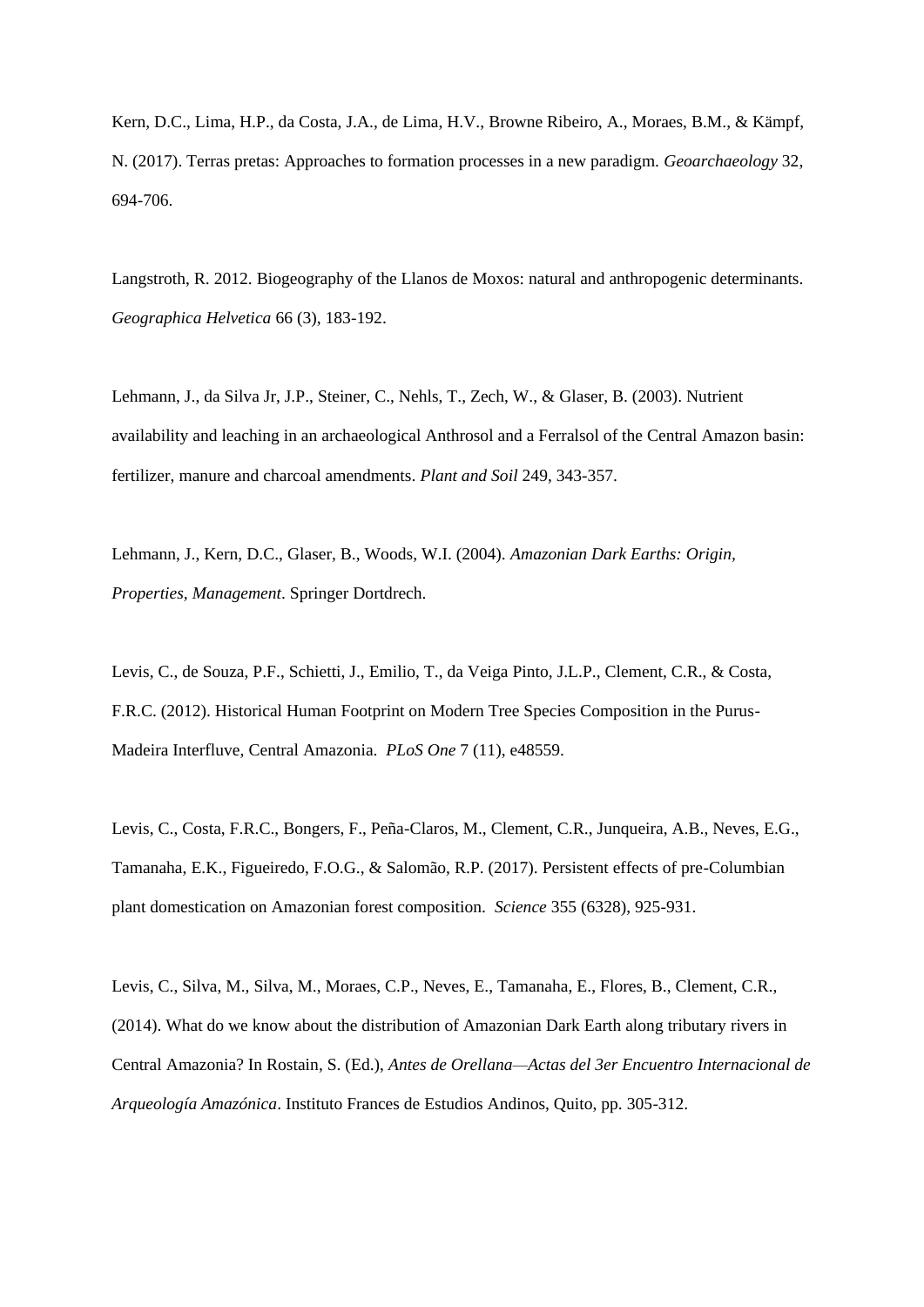Kern, D.C., Lima, H.P., da Costa, J.A., de Lima, H.V., Browne Ribeiro, A., Moraes, B.M., & Kämpf, N. (2017). Terras pretas: Approaches to formation processes in a new paradigm. *Geoarchaeology* 32, 694-706.

Langstroth, R. 2012. Biogeography of the Llanos de Moxos: natural and anthropogenic determinants. *Geographica Helvetica* 66 (3), 183-192.

Lehmann, J., da Silva Jr, J.P., Steiner, C., Nehls, T., Zech, W., & Glaser, B. (2003). Nutrient availability and leaching in an archaeological Anthrosol and a Ferralsol of the Central Amazon basin: fertilizer, manure and charcoal amendments. *Plant and Soil* 249, 343-357.

Lehmann, J., Kern, D.C., Glaser, B., Woods, W.I. (2004). *Amazonian Dark Earths: Origin, Properties, Management*. Springer Dortdrech.

Levis, C., de Souza, P.F., Schietti, J., Emilio, T., da Veiga Pinto, J.L.P., Clement, C.R., & Costa, F.R.C. (2012). Historical Human Footprint on Modern Tree Species Composition in the Purus-Madeira Interfluve, Central Amazonia. *PLoS One* 7 (11), e48559.

Levis, C., Costa, F.R.C., Bongers, F., Peña-Claros, M., Clement, C.R., Junqueira, A.B., Neves, E.G., Tamanaha, E.K., Figueiredo, F.O.G., & Salomão, R.P. (2017). Persistent effects of pre-Columbian plant domestication on Amazonian forest composition. *Science* 355 (6328), 925-931.

Levis, C., Silva, M., Silva, M., Moraes, C.P., Neves, E., Tamanaha, E., Flores, B., Clement, C.R., (2014). What do we know about the distribution of Amazonian Dark Earth along tributary rivers in Central Amazonia? In Rostain, S. (Ed.), *Antes de Orellana—Actas del 3er Encuentro Internacional de Arqueología Amazónica*. Instituto Frances de Estudios Andinos, Quito, pp. 305-312.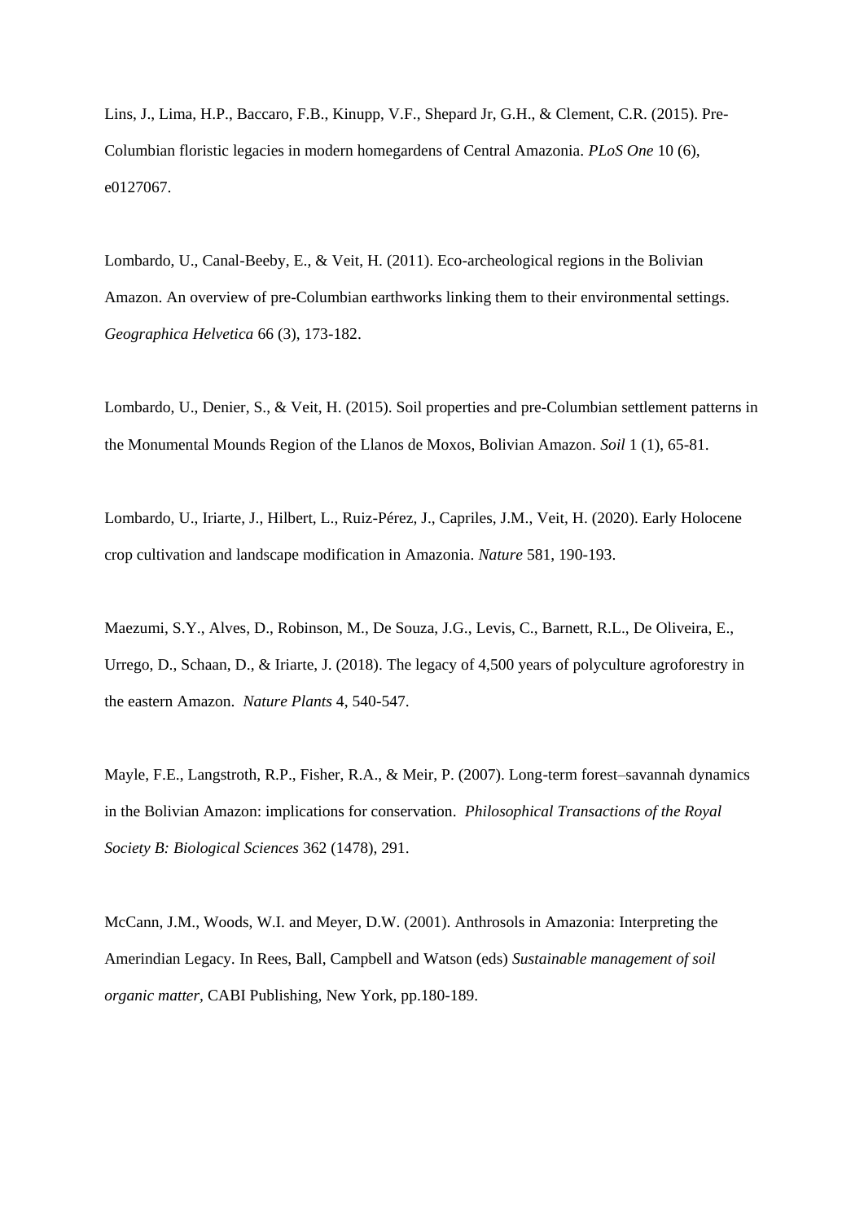Lins, J., Lima, H.P., Baccaro, F.B., Kinupp, V.F., Shepard Jr, G.H., & Clement, C.R. (2015). Pre-Columbian floristic legacies in modern homegardens of Central Amazonia. *PLoS One* 10 (6), e0127067.

Lombardo, U., Canal-Beeby, E., & Veit, H. (2011). Eco-archeological regions in the Bolivian Amazon. An overview of pre-Columbian earthworks linking them to their environmental settings. *Geographica Helvetica* 66 (3), 173-182.

Lombardo, U., Denier, S., & Veit, H. (2015). Soil properties and pre-Columbian settlement patterns in the Monumental Mounds Region of the Llanos de Moxos, Bolivian Amazon. *Soil* 1 (1), 65-81.

Lombardo, U., Iriarte, J., Hilbert, L., Ruiz-Pérez, J., Capriles, J.M., Veit, H. (2020). Early Holocene crop cultivation and landscape modification in Amazonia. *Nature* 581, 190-193.

Maezumi, S.Y., Alves, D., Robinson, M., De Souza, J.G., Levis, C., Barnett, R.L., De Oliveira, E., Urrego, D., Schaan, D., & Iriarte, J. (2018). The legacy of 4,500 years of polyculture agroforestry in the eastern Amazon. *Nature Plants* 4, 540-547.

Mayle, F.E., Langstroth, R.P., Fisher, R.A., & Meir, P. (2007). Long-term forest–savannah dynamics in the Bolivian Amazon: implications for conservation. *Philosophical Transactions of the Royal Society B: Biological Sciences* 362 (1478), 291.

McCann, J.M., Woods, W.I. and Meyer, D.W. (2001). Anthrosols in Amazonia: Interpreting the Amerindian Legacy. In Rees, Ball, Campbell and Watson (eds) *Sustainable management of soil organic matter*, CABI Publishing, New York, pp.180-189.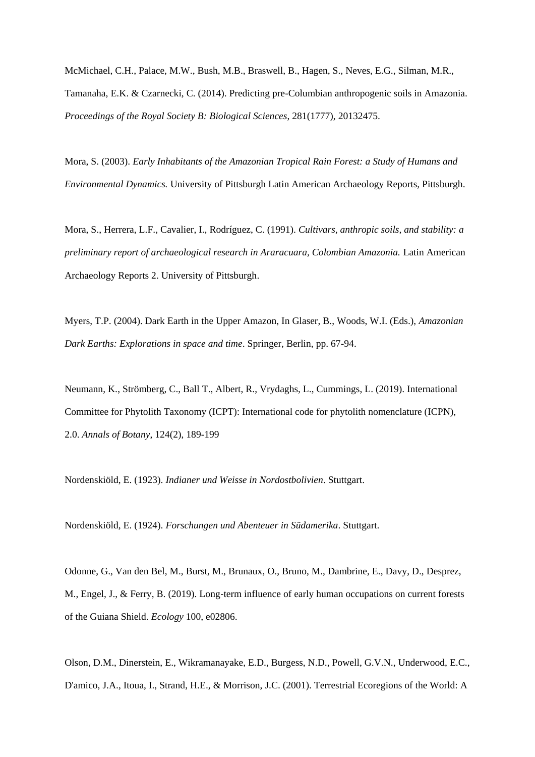McMichael, C.H., Palace, M.W., Bush, M.B., Braswell, B., Hagen, S., Neves, E.G., Silman, M.R., Tamanaha, E.K. & Czarnecki, C. (2014). Predicting pre-Columbian anthropogenic soils in Amazonia. *Proceedings of the Royal Society B: Biological Sciences*, 281(1777), 20132475.

Mora, S. (2003). *Early Inhabitants of the Amazonian Tropical Rain Forest: a Study of Humans and Environmental Dynamics.* University of Pittsburgh Latin American Archaeology Reports, Pittsburgh.

Mora, S., Herrera, L.F., Cavalier, I., Rodríguez, C. (1991). *Cultivars, anthropic soils, and stability: a preliminary report of archaeological research in Araracuara, Colombian Amazonia.* Latin American Archaeology Reports 2. University of Pittsburgh.

Myers, T.P. (2004). Dark Earth in the Upper Amazon, In Glaser, B., Woods, W.I. (Eds.), *Amazonian Dark Earths: Explorations in space and time*. Springer, Berlin, pp. 67-94.

Neumann, K., Strömberg, C., Ball T., Albert, R., Vrydaghs, L., Cummings, L. (2019). International Committee for Phytolith Taxonomy (ICPT): International code for phytolith nomenclature (ICPN), 2.0. *Annals of Botany*, 124(2), 189-199

Nordenskiöld, E. (1923). *Indianer und Weisse in Nordostbolivien*. Stuttgart.

Nordenskiöld, E. (1924). *Forschungen und Abenteuer in Südamerika*. Stuttgart.

Odonne, G., Van den Bel, M., Burst, M., Brunaux, O., Bruno, M., Dambrine, E., Davy, D., Desprez, M., Engel, J., & Ferry, B. (2019). Long-term influence of early human occupations on current forests of the Guiana Shield. *Ecology* 100, e02806.

Olson, D.M., Dinerstein, E., Wikramanayake, E.D., Burgess, N.D., Powell, G.V.N., Underwood, E.C., D'amico, J.A., Itoua, I., Strand, H.E., & Morrison, J.C. (2001). Terrestrial Ecoregions of the World: A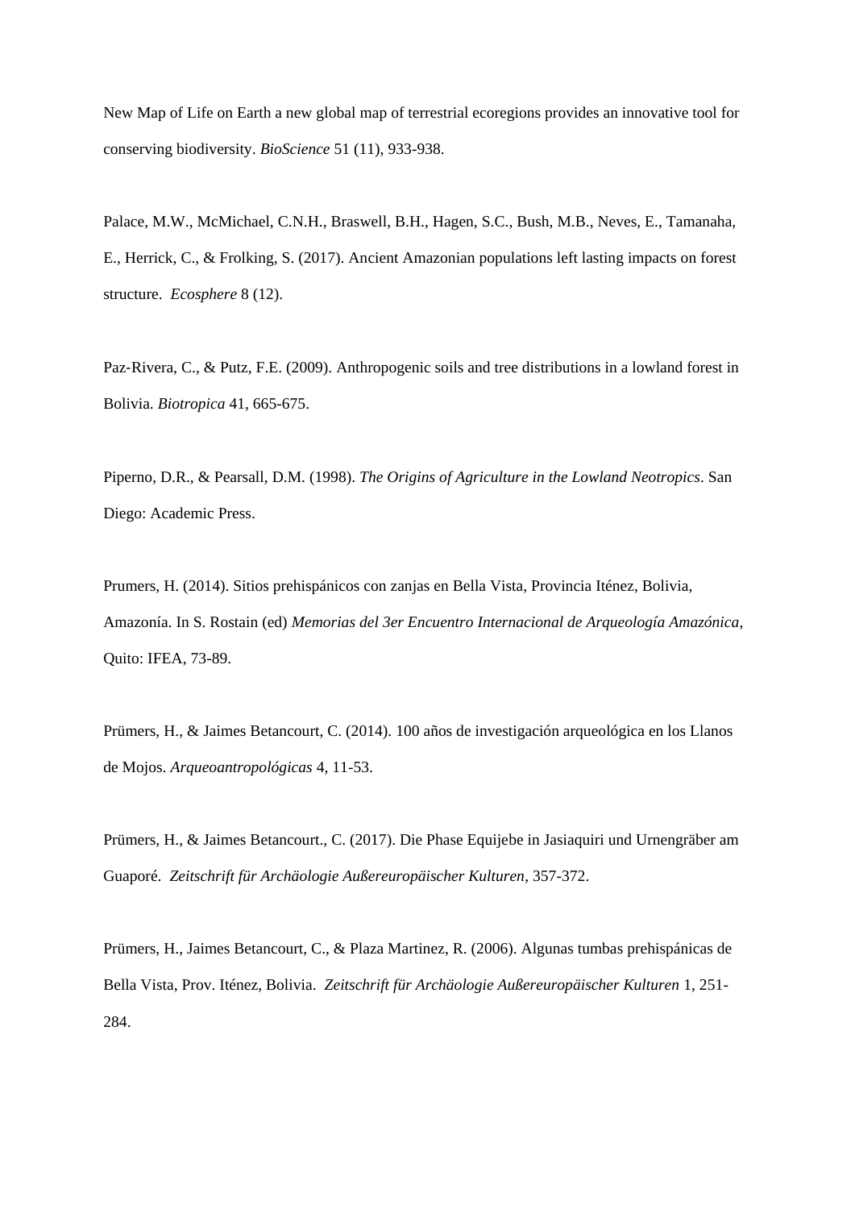New Map of Life on Earth a new global map of terrestrial ecoregions provides an innovative tool for conserving biodiversity. *BioScience* 51 (11), 933-938.

Palace, M.W., McMichael, C.N.H., Braswell, B.H., Hagen, S.C., Bush, M.B., Neves, E., Tamanaha, E., Herrick, C., & Frolking, S. (2017). Ancient Amazonian populations left lasting impacts on forest structure. *Ecosphere* 8 (12).

Paz-Rivera, C., & Putz, F.E. (2009). Anthropogenic soils and tree distributions in a lowland forest in Bolivia. *Biotropica* 41, 665-675.

Piperno, D.R., & Pearsall, D.M. (1998). *The Origins of Agriculture in the Lowland Neotropics*. San Diego: Academic Press.

Prumers, H. (2014). Sitios prehispánicos con zanjas en Bella Vista, Provincia Iténez, Bolivia, Amazonía. In S. Rostain (ed) *Memorias del 3er Encuentro Internacional de Arqueología Amazónica*, Quito: IFEA, 73-89.

Prümers, H., & Jaimes Betancourt, C. (2014). 100 años de investigación arqueológica en los Llanos de Mojos. *Arqueoantropológicas* 4, 11-53.

Prümers, H., & Jaimes Betancourt., C. (2017). Die Phase Equijebe in Jasiaquiri und Urnengräber am Guaporé. *Zeitschrift für Archäologie Außereuropäischer Kulturen*, 357-372.

Prümers, H., Jaimes Betancourt, C., & Plaza Martinez, R. (2006). Algunas tumbas prehispánicas de Bella Vista, Prov. Iténez, Bolivia. *Zeitschrift für Archäologie Außereuropäischer Kulturen* 1, 251-284.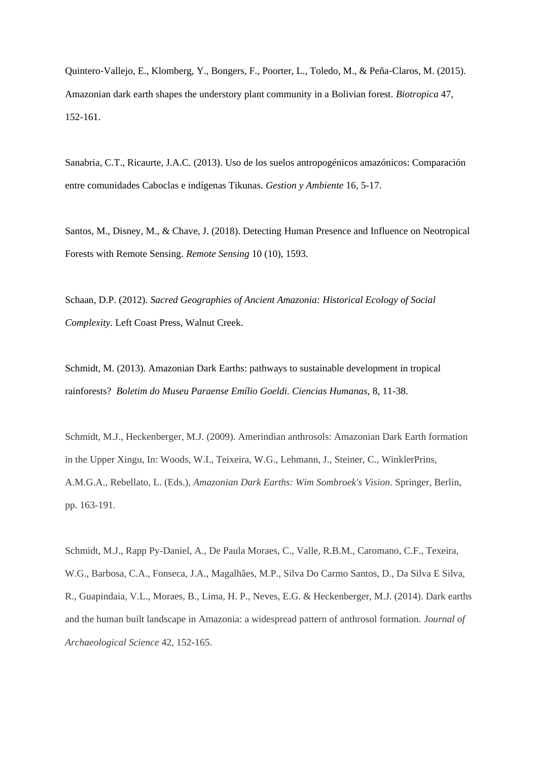Quintero-Vallejo, E., Klomberg, Y., Bongers, F., Poorter, L., Toledo, M., & Peña-Claros, M. (2015). Amazonian dark earth shapes the understory plant community in a Bolivian forest. *Biotropica* 47, 152-161.

Sanabria, C.T., Ricaurte, J.A.C. (2013). Uso de los suelos antropogénicos amazónicos: Comparación entre comunidades Caboclas e indígenas Tikunas. *Gestion y Ambiente* 16, 5-17.

Santos, M., Disney, M., & Chave, J. (2018). Detecting Human Presence and Influence on Neotropical Forests with Remote Sensing. *Remote Sensing* 10 (10), 1593.

Schaan, D.P. (2012). *Sacred Geographies of Ancient Amazonia: Historical Ecology of Social Complexity*. Left Coast Press, Walnut Creek.

Schmidt, M. (2013). Amazonian Dark Earths: pathways to sustainable development in tropical rainforests? *Boletim do Museu Paraense Emílio Goeldi. Ciencias Humanas*, 8, 11-38.

Schmidt, M.J., Heckenberger, M.J. (2009). Amerindian anthrosols: Amazonian Dark Earth formation in the Upper Xingu, In: Woods, W.I., Teixeira, W.G., Lehmann, J., Steiner, C., WinklerPrins, A.M.G.A., Rebellato, L. (Eds.), *Amazonian Dark Earths: Wim Sombroek's Vision*. Springer, Berlin, pp. 163-191.

Schmidt, M.J., Rapp Py-Daniel, A., De Paula Moraes, C., Valle, R.B.M., Caromano, C.F., Texeira, W.G., Barbosa, C.A., Fonseca, J.A., Magalhães, M.P., Silva Do Carmo Santos, D., Da Silva E Silva, R., Guapindaia, V.L., Moraes, B., Lima, H. P., Neves, E.G. & Heckenberger, M.J. (2014). Dark earths and the human built landscape in Amazonia: a widespread pattern of anthrosol formation. *Journal of Archaeological Science* 42, 152-165.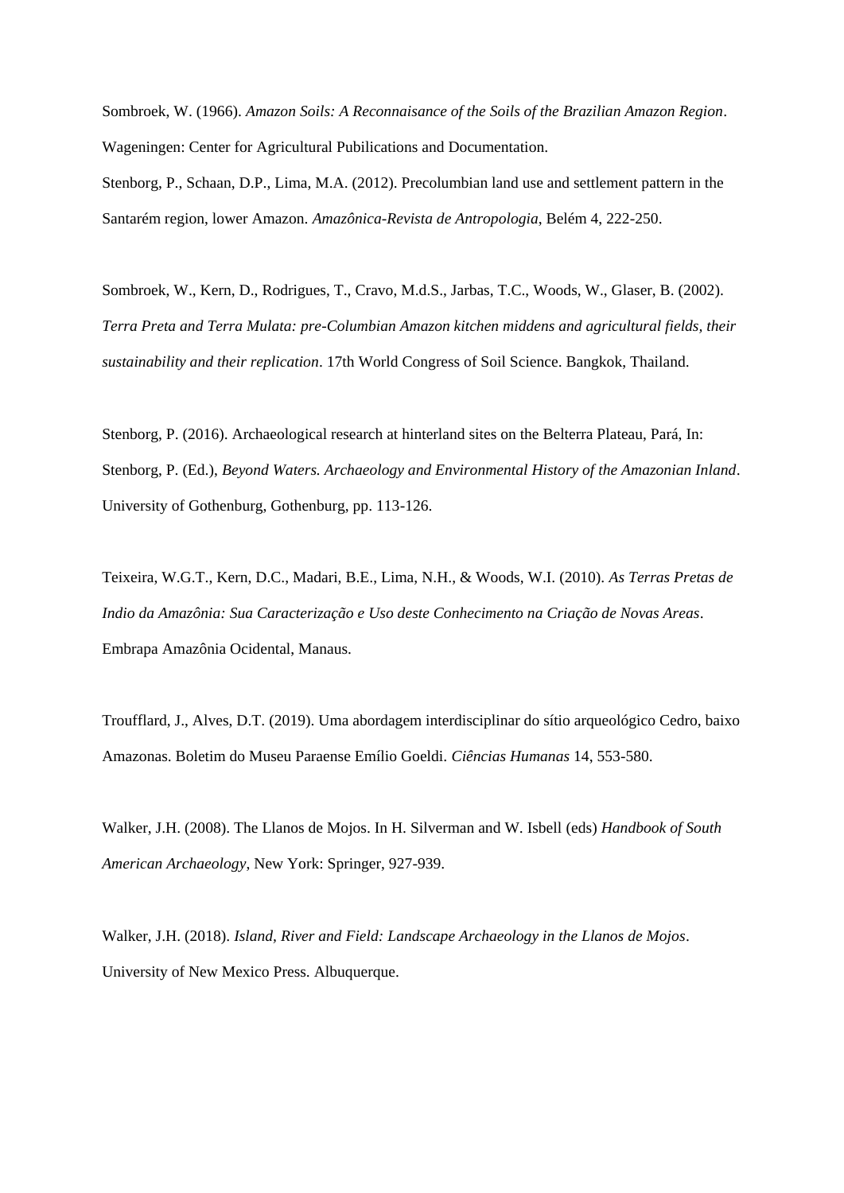Sombroek, W. (1966). *Amazon Soils: A Reconnaisance of the Soils of the Brazilian Amazon Region*. Wageningen: Center for Agricultural Pubilications and Documentation.

Stenborg, P., Schaan, D.P., Lima, M.A. (2012). Precolumbian land use and settlement pattern in the Santarém region, lower Amazon. *Amazônica-Revista de Antropologia*, Belém 4, 222-250.

Sombroek, W., Kern, D., Rodrigues, T., Cravo, M.d.S., Jarbas, T.C., Woods, W., Glaser, B. (2002). *Terra Preta and Terra Mulata: pre-Columbian Amazon kitchen middens and agricultural fields, their sustainability and their replication*. 17th World Congress of Soil Science. Bangkok, Thailand.

Stenborg, P. (2016). Archaeological research at hinterland sites on the Belterra Plateau, Pará, In: Stenborg, P. (Ed.), *Beyond Waters. Archaeology and Environmental History of the Amazonian Inland*. University of Gothenburg, Gothenburg, pp. 113-126.

Teixeira, W.G.T., Kern, D.C., Madari, B.E., Lima, N.H., & Woods, W.I. (2010). *As Terras Pretas de Indio da Amazônia: Sua Caracterização e Uso deste Conhecimento na Criação de Novas Areas*. Embrapa Amazônia Ocidental, Manaus.

Trouffard, J., Alves, D.T. (2019). Uma abordagem interdisciplinar do sítio arqueológico Cedro, baixo Amazonas. Boletim do Museu Paraense Emílio Goeldi. *Ciências Humanas* 14, 553-580.

Walker, J.H. (2008). The Llanos de Mojos. In H. Silverman and W. Isbell (eds) *Handbook of South American Archaeology*, New York: Springer, 927-939.

Walker, J.H. (2018). *Island, River and Field: Landscape Archaeology in the Llanos de Mojos*. University of New Mexico Press. Albuquerque.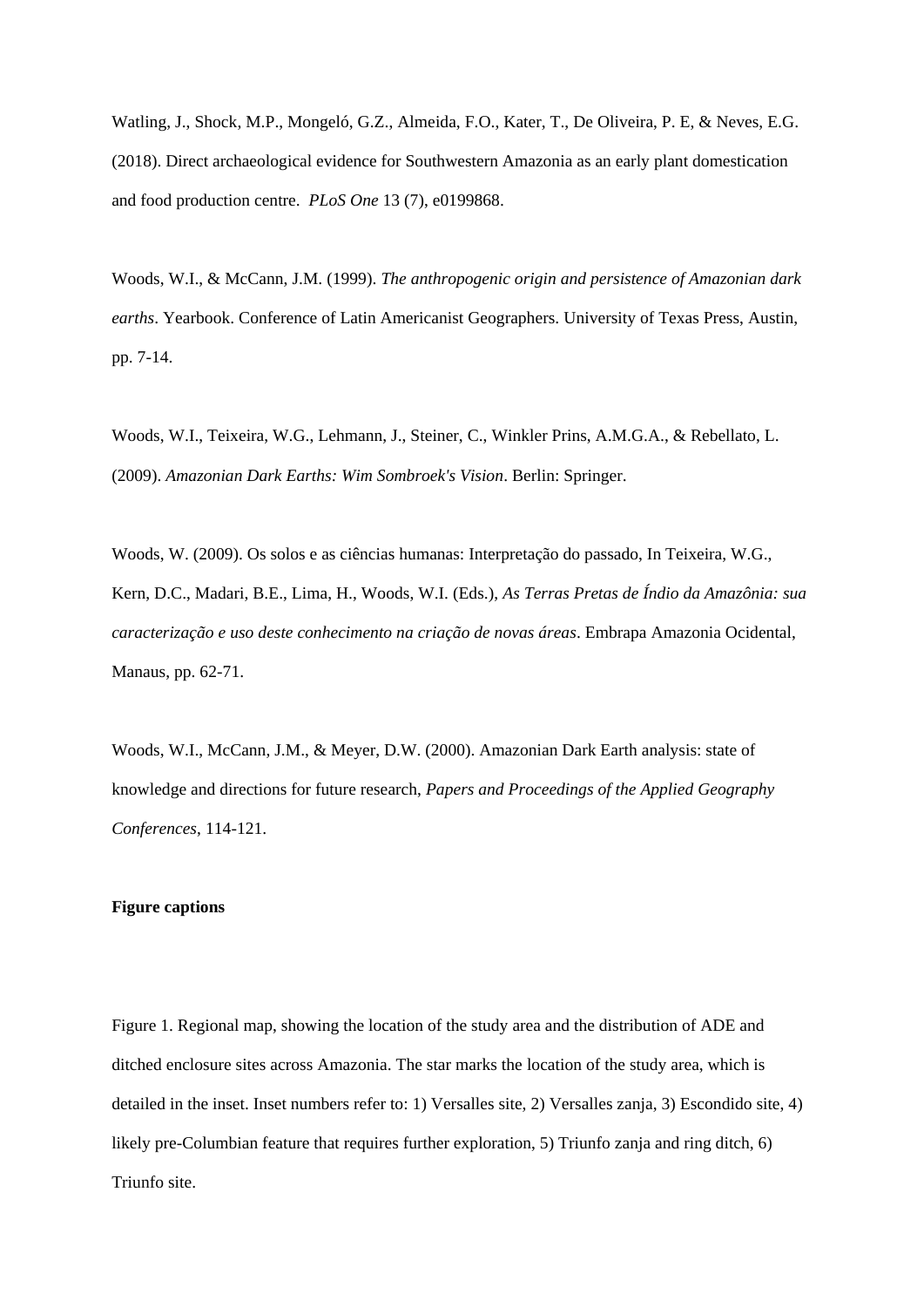Watling, J., Shock, M.P., Mongeló, G.Z., Almeida, F.O., Kater, T., De Oliveira, P. E, & Neves, E.G. (2018). Direct archaeological evidence for Southwestern Amazonia as an early plant domestication and food production centre. *PLoS One* 13 (7), e0199868.

Woods, W.I., & McCann, J.M. (1999). *The anthropogenic origin and persistence of Amazonian dark earths*. Yearbook. Conference of Latin Americanist Geographers. University of Texas Press, Austin, pp. 7-14.

Woods, W.I., Teixeira, W.G., Lehmann, J., Steiner, C., Winkler Prins, A.M.G.A., & Rebellato, L. (2009). *Amazonian Dark Earths: Wim Sombroek's Vision*. Berlin: Springer.

Woods, W. (2009). Os solos e as ciências humanas: Interpretação do passado, In Teixeira, W.G., Kern, D.C., Madari, B.E., Lima, H., Woods, W.I. (Eds.), *As Terras Pretas de Índio da Amazônia: sua caracterização e uso deste conhecimento na criação de novas áreas*. Embrapa Amazonia Ocidental, Manaus, pp. 62-71.

Woods, W.I., McCann, J.M., & Meyer, D.W. (2000). Amazonian Dark Earth analysis: state of knowledge and directions for future research, *Papers and Proceedings of the Applied Geography Conferences*, 114-121.

**Figure captions**

Figure 1. Regional map, showing the location of the study area and the distribution of ADE and ditched enclosure sites across Amazonia. The star marks the location of the study area, which is detailed in the inset. Inset numbers refer to: 1) Versalles site, 2) Versalles zanja, 3) Escondido site, 4) likely pre-Columbian feature that requires further exploration, 5) Triunfo zanja and ring ditch, 6) Triunfo site.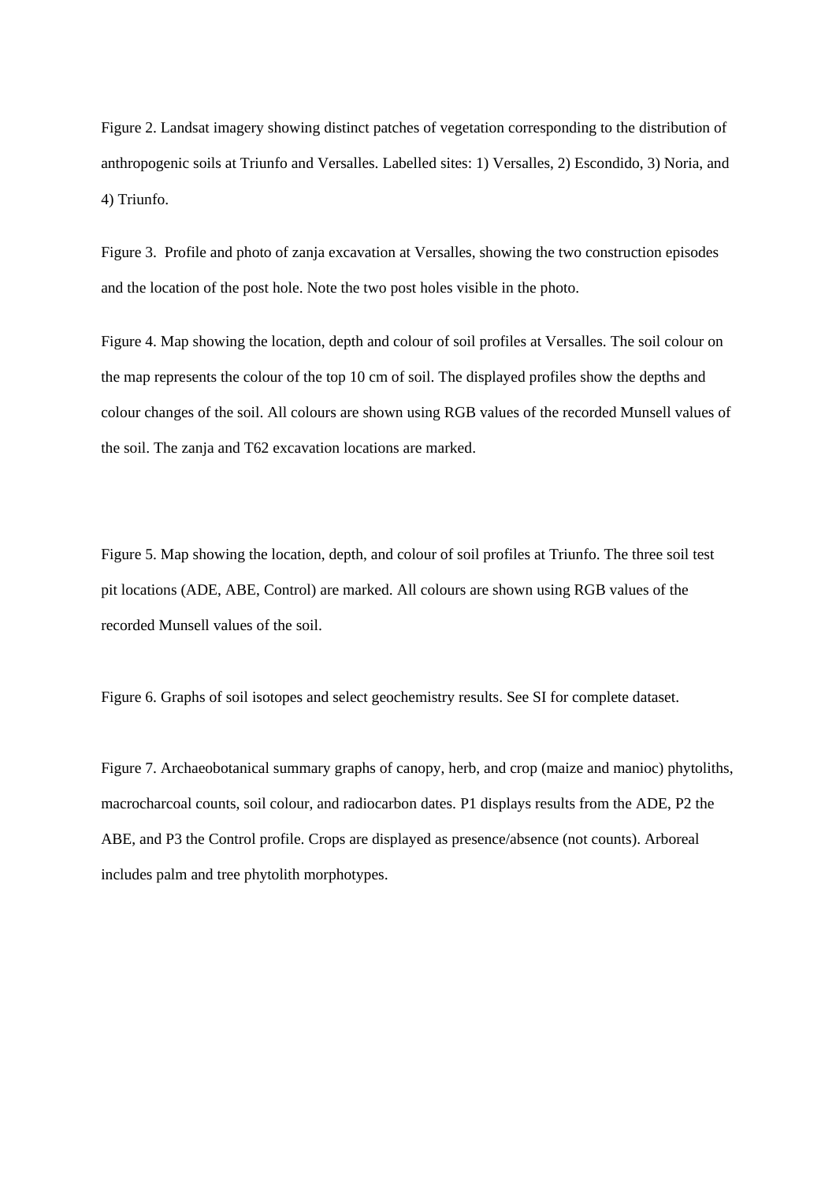Figure 2. Landsat imagery showing distinct patches of vegetation corresponding to the distribution of anthropogenic soils at Triunfo and Versalles. Labelled sites: 1) Versalles, 2) Escondido, 3) Noria, and 4) Triunfo.

Figure 3. Profile and photo of zanja excavation at Versalles, showing the two construction episodes and the location of the post hole. Note the two post holes visible in the photo.

Figure 4. Map showing the location, depth and colour of soil profiles at Versalles. The soil colour on the map represents the colour of the top 10 cm of soil. The displayed profiles show the depths and colour changes of the soil. All colours are shown using RGB values of the recorded Munsell values of the soil. The zanja and T62 excavation locations are marked.

Figure 5. Map showing the location, depth, and colour of soil profiles at Triunfo. The three soil test pit locations (ADE, ABE, Control) are marked. All colours are shown using RGB values of the recorded Munsell values of the soil.

Figure 6. Graphs of soil isotopes and select geochemistry results. See SI for complete dataset.

Figure 7. Archaeobotanical summary graphs of canopy, herb, and crop (maize and manioc) phytoliths, macrocharcoal counts, soil colour, and radiocarbon dates. P1 displays results from the ADE, P2 the ABE, and P3 the Control profile. Crops are displayed as presence/absence (not counts). Arboreal includes palm and tree phytolith morphotypes.